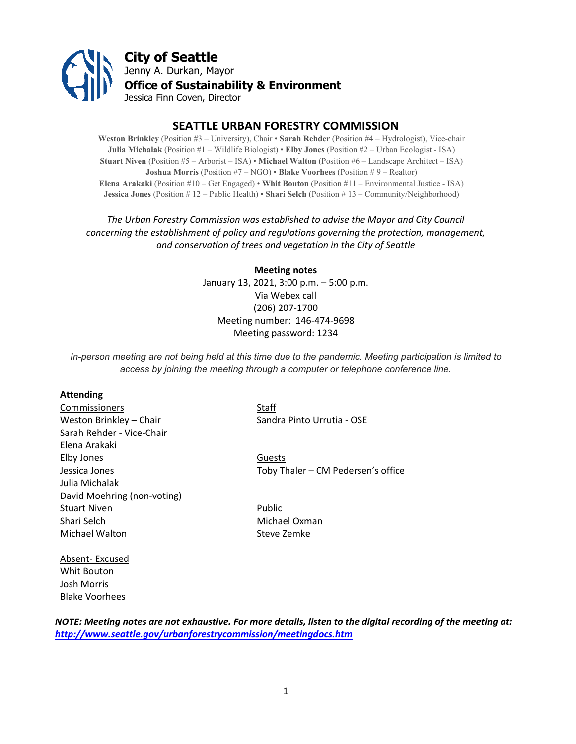# City of Seattle

Jenny A. Durkan, Mayor

## Office of Sustainability & Environment

Jessica Finn Coven, Director

## SEATTLE URBAN FORESTRY COMMISSION

**Weston Brinkley** (Position #3 – University), Chair • **Sarah Rehder** (Position #4 – Hydrologist), Vice-chair
**Julia Michalak** (Position #1 – Wildlife Biologist) • **Elby Jones** (Position #2 – Urban Ecologist - ISA)
**Stuart Niven** (Position #5 – Arborist – ISA) • **Michael Walton** (Position #6 – Landscape Architect – ISA)
**Joshua Morris** (Position #7 – NGO) • **Blake Voorhees** (Position # 9 – Realtor)
**Elena Arakaki** (Position #10 – Get Engaged) • **Whit Bouton** (Position #11 – Environmental Justice - ISA)
**Jessica Jones** (Position # 12 – Public Health) • **Shari Selch** (Position # 13 – Community/Neighborhood)

*The Urban Forestry Commission was established to advise the Mayor and City Council concerning the establishment of policy and regulations governing the protection, management, and conservation of trees and vegetation in the City of Seattle*

**Meeting notes**
January 13, 2021, 3:00 p.m. – 5:00 p.m.
Via Webex call
(206) 207-1700
Meeting number: 146-474-9698
Meeting password: 1234

*In-person meeting are not being held at this time due to the pandemic. Meeting participation is limited to access by joining the meeting through a computer or telephone conference line.*

**Attending**

Commissioners
Weston Brinkley – Chair
Sarah Rehder - Vice-Chair
Elena Arakaki
Elby Jones
Jessica Jones
Julia Michalak
David Moehring (non-voting)
Stuart Niven
Shari Selch
Michael Walton

Staff
Sandra Pinto Urrutia - OSE

Guests
Toby Thaler – CM Pedersen's office

Public
Michael Oxman
Steve Zemke

Absent- Excused
Whit Bouton
Josh Morris
Blake Voorhees

***NOTE: Meeting notes are not exhaustive. For more details, listen to the digital recording of the meeting at: http://www.seattle.gov/urbanforestrycommission/meetingdocs.htm***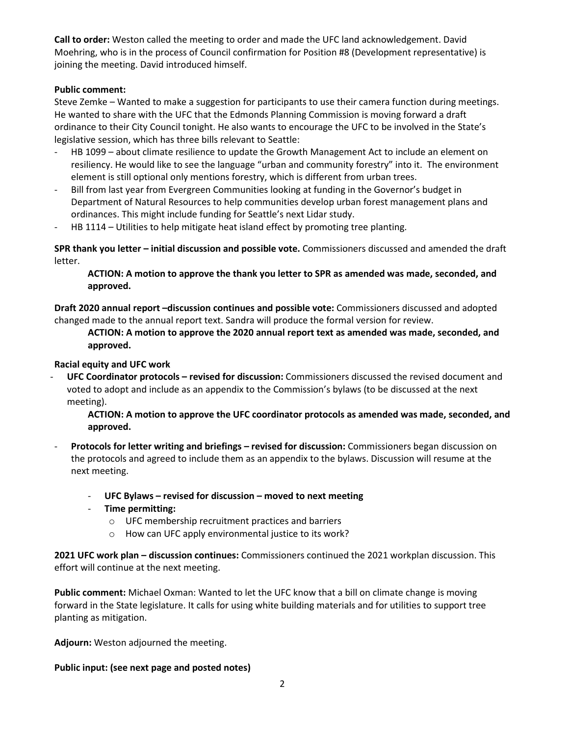**Call to order:** Weston called the meeting to order and made the UFC land acknowledgement. David Moehring, who is in the process of Council confirmation for Position #8 (Development representative) is joining the meeting. David introduced himself.

**Public comment:**
Steve Zemke – Wanted to make a suggestion for participants to use their camera function during meetings. He wanted to share with the UFC that the Edmonds Planning Commission is moving forward a draft ordinance to their City Council tonight. He also wants to encourage the UFC to be involved in the State's legislative session, which has three bills relevant to Seattle:

- HB 1099 – about climate resilience to update the Growth Management Act to include an element on resiliency. He would like to see the language "urban and community forestry" into it. The environment element is still optional only mentions forestry, which is different from urban trees.
- Bill from last year from Evergreen Communities looking at funding in the Governor's budget in Department of Natural Resources to help communities develop urban forest management plans and ordinances. This might include funding for Seattle's next Lidar study.
- HB 1114 – Utilities to help mitigate heat island effect by promoting tree planting.

**SPR thank you letter – initial discussion and possible vote.** Commissioners discussed and amended the draft letter.

> **ACTION: A motion to approve the thank you letter to SPR as amended was made, seconded, and approved.**

**Draft 2020 annual report –discussion continues and possible vote:** Commissioners discussed and adopted changed made to the annual report text. Sandra will produce the formal version for review.

> **ACTION: A motion to approve the 2020 annual report text as amended was made, seconded, and approved.**

**Racial equity and UFC work**

- **UFC Coordinator protocols – revised for discussion:** Commissioners discussed the revised document and voted to adopt and include as an appendix to the Commission's bylaws (to be discussed at the next meeting).

  > **ACTION: A motion to approve the UFC coordinator protocols as amended was made, seconded, and approved.**

- **Protocols for letter writing and briefings – revised for discussion:** Commissioners began discussion on the protocols and agreed to include them as an appendix to the bylaws. Discussion will resume at the next meeting.

  - **UFC Bylaws – revised for discussion – moved to next meeting**
  - **Time permitting:**
    - UFC membership recruitment practices and barriers
    - How can UFC apply environmental justice to its work?

**2021 UFC work plan – discussion continues:** Commissioners continued the 2021 workplan discussion. This effort will continue at the next meeting.

**Public comment:** Michael Oxman: Wanted to let the UFC know that a bill on climate change is moving forward in the State legislature. It calls for using white building materials and for utilities to support tree planting as mitigation.

**Adjourn:** Weston adjourned the meeting.

**Public input: (see next page and posted notes)**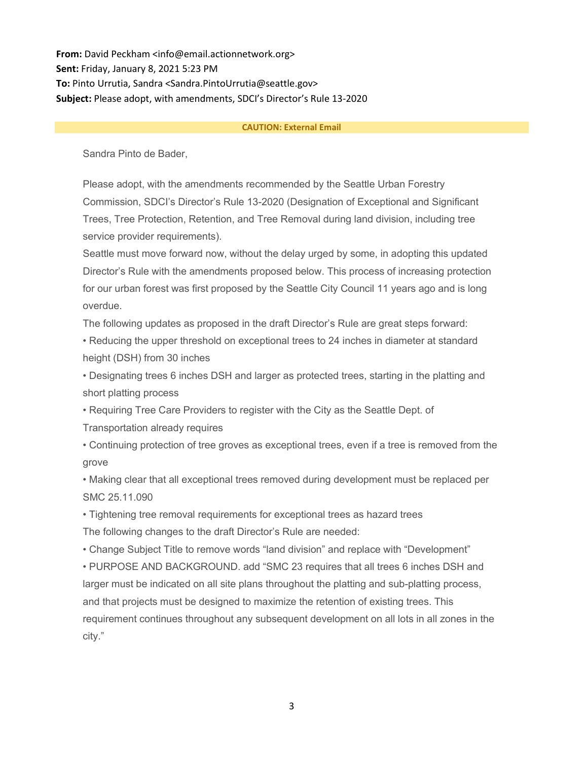**From:** David Peckham <info@email.actionnetwork.org>
**Sent:** Friday, January 8, 2021 5:23 PM
**To:** Pinto Urrutia, Sandra <Sandra.PintoUrrutia@seattle.gov>
**Subject:** Please adopt, with amendments, SDCI's Director's Rule 13-2020

**CAUTION: External Email**

Sandra Pinto de Bader,

Please adopt, with the amendments recommended by the Seattle Urban Forestry Commission, SDCI's Director's Rule 13-2020 (Designation of Exceptional and Significant Trees, Tree Protection, Retention, and Tree Removal during land division, including tree service provider requirements).

Seattle must move forward now, without the delay urged by some, in adopting this updated Director's Rule with the amendments proposed below. This process of increasing protection for our urban forest was first proposed by the Seattle City Council 11 years ago and is long overdue.

The following updates as proposed in the draft Director's Rule are great steps forward:

- Reducing the upper threshold on exceptional trees to 24 inches in diameter at standard height (DSH) from 30 inches
- Designating trees 6 inches DSH and larger as protected trees, starting in the platting and short platting process
- Requiring Tree Care Providers to register with the City as the Seattle Dept. of Transportation already requires
- Continuing protection of tree groves as exceptional trees, even if a tree is removed from the grove
- Making clear that all exceptional trees removed during development must be replaced per SMC 25.11.090
- Tightening tree removal requirements for exceptional trees as hazard trees

The following changes to the draft Director's Rule are needed:

- Change Subject Title to remove words "land division" and replace with "Development"
- PURPOSE AND BACKGROUND. add "SMC 23 requires that all trees 6 inches DSH and larger must be indicated on all site plans throughout the platting and sub-platting process, and that projects must be designed to maximize the retention of existing trees. This requirement continues throughout any subsequent development on all lots in all zones in the city."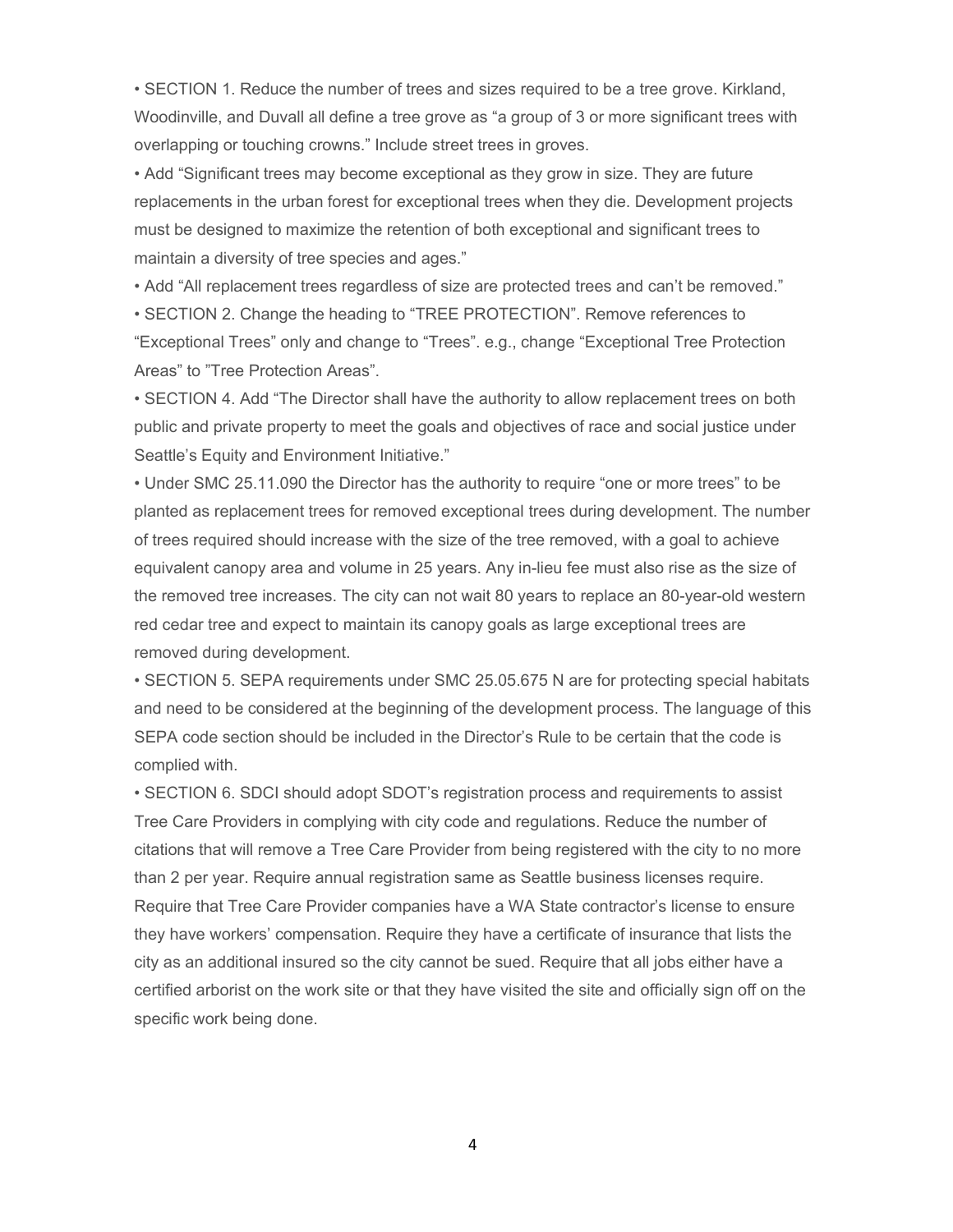- SECTION 1. Reduce the number of trees and sizes required to be a tree grove. Kirkland, Woodinville, and Duvall all define a tree grove as “a group of 3 or more significant trees with overlapping or touching crowns.” Include street trees in groves.
- Add “Significant trees may become exceptional as they grow in size. They are future replacements in the urban forest for exceptional trees when they die. Development projects must be designed to maximize the retention of both exceptional and significant trees to maintain a diversity of tree species and ages.”
- Add “All replacement trees regardless of size are protected trees and can’t be removed.”
- SECTION 2. Change the heading to “TREE PROTECTION”. Remove references to “Exceptional Trees” only and change to “Trees”. e.g., change “Exceptional Tree Protection Areas” to ”Tree Protection Areas”.
- SECTION 4. Add “The Director shall have the authority to allow replacement trees on both public and private property to meet the goals and objectives of race and social justice under Seattle’s Equity and Environment Initiative.”
- Under SMC 25.11.090 the Director has the authority to require “one or more trees” to be planted as replacement trees for removed exceptional trees during development. The number of trees required should increase with the size of the tree removed, with a goal to achieve equivalent canopy area and volume in 25 years. Any in-lieu fee must also rise as the size of the removed tree increases. The city can not wait 80 years to replace an 80-year-old western red cedar tree and expect to maintain its canopy goals as large exceptional trees are removed during development.
- SECTION 5. SEPA requirements under SMC 25.05.675 N are for protecting special habitats and need to be considered at the beginning of the development process. The language of this SEPA code section should be included in the Director’s Rule to be certain that the code is complied with.
- SECTION 6. SDCI should adopt SDOT’s registration process and requirements to assist Tree Care Providers in complying with city code and regulations. Reduce the number of citations that will remove a Tree Care Provider from being registered with the city to no more than 2 per year. Require annual registration same as Seattle business licenses require. Require that Tree Care Provider companies have a WA State contractor’s license to ensure they have workers’ compensation. Require they have a certificate of insurance that lists the city as an additional insured so the city cannot be sued. Require that all jobs either have a certified arborist on the work site or that they have visited the site and officially sign off on the specific work being done.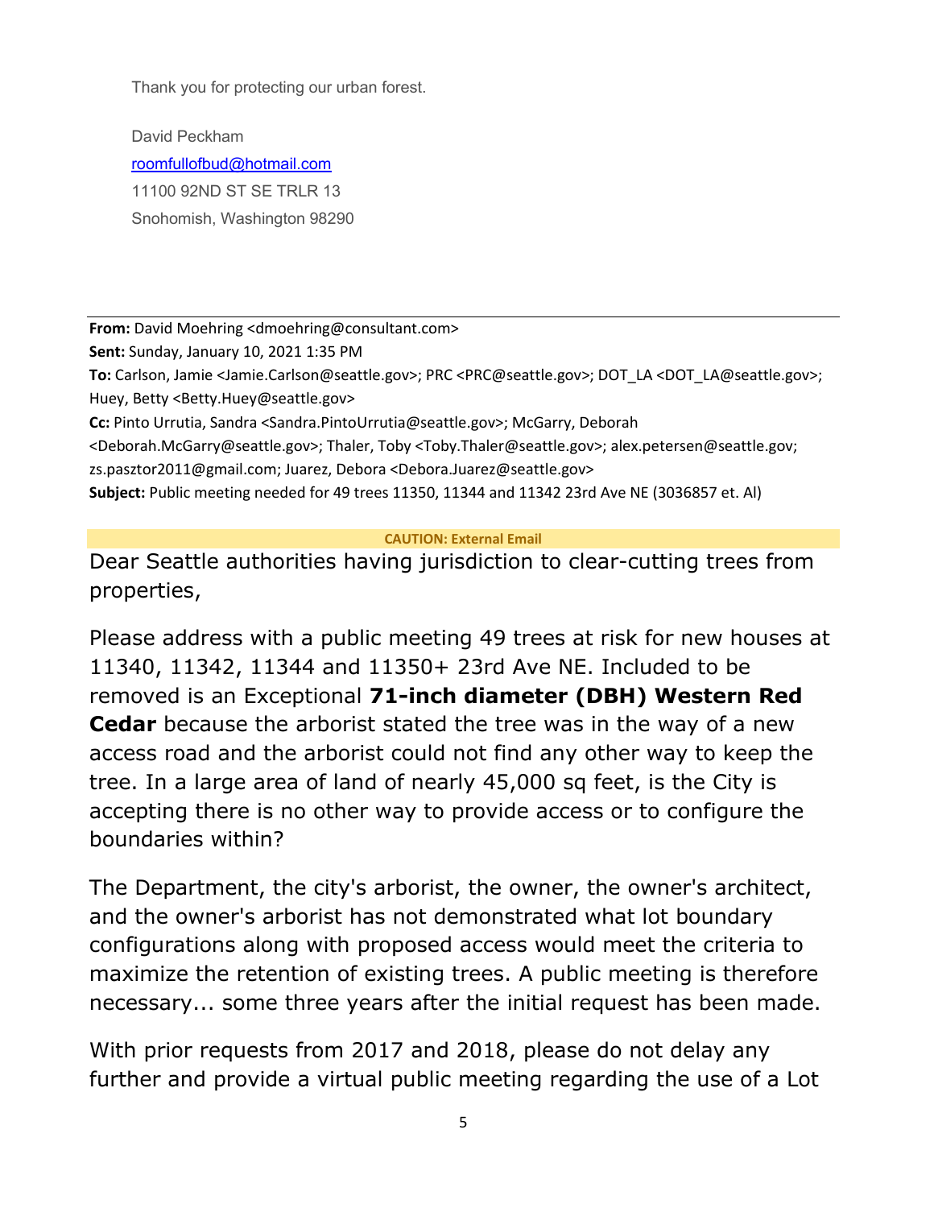Thank you for protecting our urban forest.

David Peckham
roomfullofbud@hotmail.com
11100 92ND ST SE TRLR 13
Snohomish, Washington 98290

---

**From:** David Moehring <dmoehring@consultant.com>
**Sent:** Sunday, January 10, 2021 1:35 PM
**To:** Carlson, Jamie <Jamie.Carlson@seattle.gov>; PRC <PRC@seattle.gov>; DOT_LA <DOT_LA@seattle.gov>; Huey, Betty <Betty.Huey@seattle.gov>
**Cc:** Pinto Urrutia, Sandra <Sandra.PintoUrrutia@seattle.gov>; McGarry, Deborah <Deborah.McGarry@seattle.gov>; Thaler, Toby <Toby.Thaler@seattle.gov>; alex.petersen@seattle.gov; zs.pasztor2011@gmail.com; Juarez, Debora <Debora.Juarez@seattle.gov>
**Subject:** Public meeting needed for 49 trees 11350, 11344 and 11342 23rd Ave NE (3036857 et. Al)

**CAUTION: External Email**

Dear Seattle authorities having jurisdiction to clear-cutting trees from properties,

Please address with a public meeting 49 trees at risk for new houses at 11340, 11342, 11344 and 11350+ 23rd Ave NE. Included to be removed is an Exceptional **71-inch diameter (DBH) Western Red Cedar** because the arborist stated the tree was in the way of a new access road and the arborist could not find any other way to keep the tree. In a large area of land of nearly 45,000 sq feet, is the City is accepting there is no other way to provide access or to configure the boundaries within?

The Department, the city's arborist, the owner, the owner's architect, and the owner's arborist has not demonstrated what lot boundary configurations along with proposed access would meet the criteria to maximize the retention of existing trees. A public meeting is therefore necessary... some three years after the initial request has been made.

With prior requests from 2017 and 2018, please do not delay any further and provide a virtual public meeting regarding the use of a Lot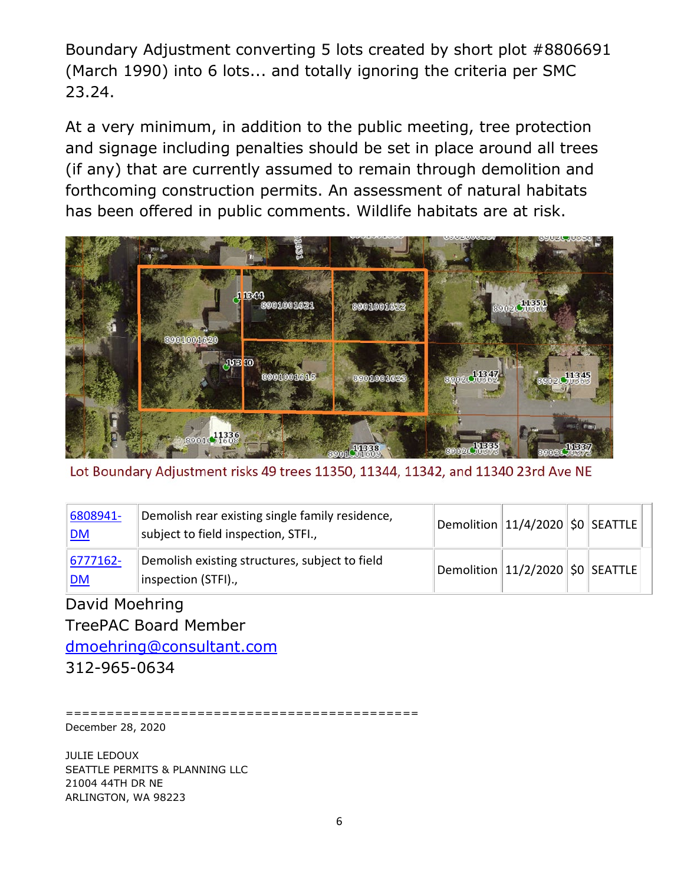Boundary Adjustment converting 5 lots created by short plot #8806691 (March 1990) into 6 lots... and totally ignoring the criteria per SMC 23.24.

At a very minimum, in addition to the public meeting, tree protection and signage including penalties should be set in place around all trees (if any) that are currently assumed to remain through demolition and forthcoming construction permits. An assessment of natural habitats has been offered in public comments. Wildlife habitats are at risk.

Lot Boundary Adjustment risks 49 trees 11350, 11344, 11342, and 11340 23rd Ave NE

| | | | | | |
|---|---|---|---|---|---|
| [6808941-DM]() | Demolish rear existing single family residence, subject to field inspection, STFI., | Demolition | 11/4/2020 | $0 | SEATTLE |
| [6777162-DM]() | Demolish existing structures, subject to field inspection (STFI)., | Demolition | 11/2/2020 | $0 | SEATTLE |

David Moehring
TreePAC Board Member
[dmoehring@consultant.com](mailto:dmoehring@consultant.com)
312-965-0634

=========================================

December 28, 2020

JULIE LEDOUX
SEATTLE PERMITS & PLANNING LLC
21004 44TH DR NE
ARLINGTON, WA 98223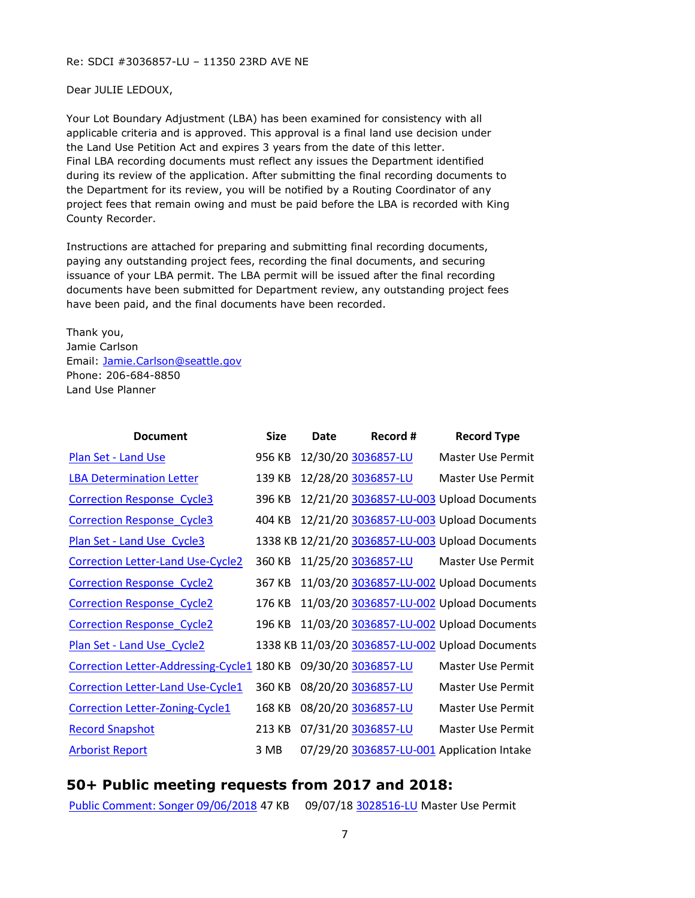Re: SDCI #3036857-LU – 11350 23RD AVE NE

Dear JULIE LEDOUX,

Your Lot Boundary Adjustment (LBA) has been examined for consistency with all applicable criteria and is approved. This approval is a final land use decision under the Land Use Petition Act and expires 3 years from the date of this letter. Final LBA recording documents must reflect any issues the Department identified during its review of the application. After submitting the final recording documents to the Department for its review, you will be notified by a Routing Coordinator of any project fees that remain owing and must be paid before the LBA is recorded with King County Recorder.

Instructions are attached for preparing and submitting final recording documents, paying any outstanding project fees, recording the final documents, and securing issuance of your LBA permit. The LBA permit will be issued after the final recording documents have been submitted for Department review, any outstanding project fees have been paid, and the final documents have been recorded.

Thank you,
Jamie Carlson
Email: Jamie.Carlson@seattle.gov
Phone: 206-684-8850
Land Use Planner

| Document | Size | Date | Record # | Record Type |
|---|---|---|---|---|
| Plan Set - Land Use | 956 KB | 12/30/20 | 3036857-LU | Master Use Permit |
| LBA Determination Letter | 139 KB | 12/28/20 | 3036857-LU | Master Use Permit |
| Correction Response_Cycle3 | 396 KB | 12/21/20 | 3036857-LU-003 | Upload Documents |
| Correction Response_Cycle3 | 404 KB | 12/21/20 | 3036857-LU-003 | Upload Documents |
| Plan Set - Land Use_Cycle3 | 1338 KB | 12/21/20 | 3036857-LU-003 | Upload Documents |
| Correction Letter-Land Use-Cycle2 | 360 KB | 11/25/20 | 3036857-LU | Master Use Permit |
| Correction Response_Cycle2 | 367 KB | 11/03/20 | 3036857-LU-002 | Upload Documents |
| Correction Response_Cycle2 | 176 KB | 11/03/20 | 3036857-LU-002 | Upload Documents |
| Correction Response_Cycle2 | 196 KB | 11/03/20 | 3036857-LU-002 | Upload Documents |
| Plan Set - Land Use_Cycle2 | 1338 KB | 11/03/20 | 3036857-LU-002 | Upload Documents |
| Correction Letter-Addressing-Cycle1 | 180 KB | 09/30/20 | 3036857-LU | Master Use Permit |
| Correction Letter-Land Use-Cycle1 | 360 KB | 08/20/20 | 3036857-LU | Master Use Permit |
| Correction Letter-Zoning-Cycle1 | 168 KB | 08/20/20 | 3036857-LU | Master Use Permit |
| Record Snapshot | 213 KB | 07/31/20 | 3036857-LU | Master Use Permit |
| Arborist Report | 3 MB | 07/29/20 | 3036857-LU-001 | Application Intake |

## 50+ Public meeting requests from 2017 and 2018:

| | | | | |
|---|---|---|---|---|
| Public Comment: Songer 09/06/2018 | 47 KB | 09/07/18 | 3028516-LU | Master Use Permit |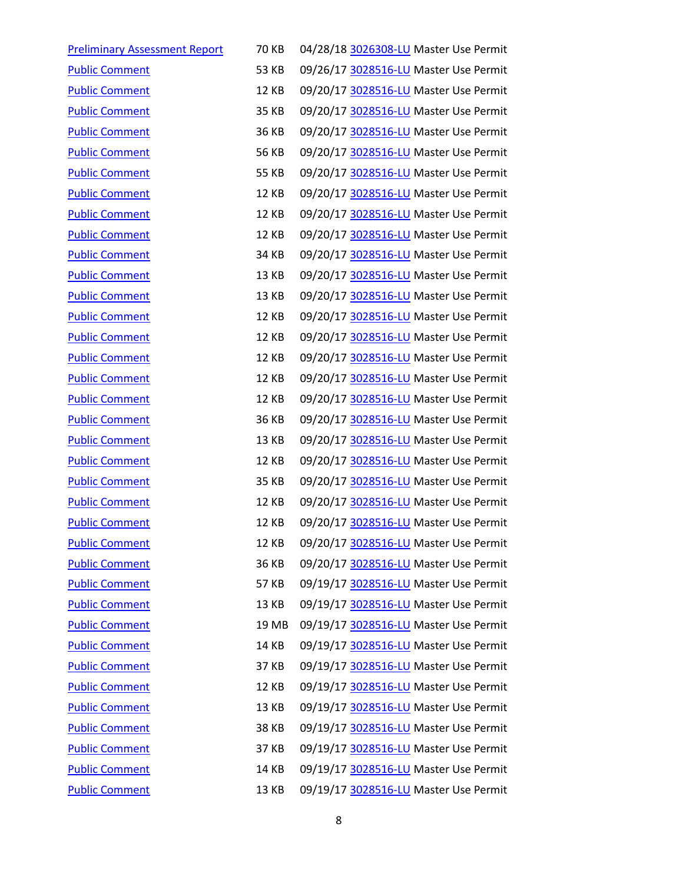| | | | |
|---|---|---|---|
| Preliminary Assessment Report | 70 KB | 04/28/18 | 3026308-LU Master Use Permit |
| Public Comment | 53 KB | 09/26/17 | 3028516-LU Master Use Permit |
| Public Comment | 12 KB | 09/20/17 | 3028516-LU Master Use Permit |
| Public Comment | 35 KB | 09/20/17 | 3028516-LU Master Use Permit |
| Public Comment | 36 KB | 09/20/17 | 3028516-LU Master Use Permit |
| Public Comment | 56 KB | 09/20/17 | 3028516-LU Master Use Permit |
| Public Comment | 55 KB | 09/20/17 | 3028516-LU Master Use Permit |
| Public Comment | 12 KB | 09/20/17 | 3028516-LU Master Use Permit |
| Public Comment | 12 KB | 09/20/17 | 3028516-LU Master Use Permit |
| Public Comment | 12 KB | 09/20/17 | 3028516-LU Master Use Permit |
| Public Comment | 34 KB | 09/20/17 | 3028516-LU Master Use Permit |
| Public Comment | 13 KB | 09/20/17 | 3028516-LU Master Use Permit |
| Public Comment | 13 KB | 09/20/17 | 3028516-LU Master Use Permit |
| Public Comment | 12 KB | 09/20/17 | 3028516-LU Master Use Permit |
| Public Comment | 12 KB | 09/20/17 | 3028516-LU Master Use Permit |
| Public Comment | 12 KB | 09/20/17 | 3028516-LU Master Use Permit |
| Public Comment | 12 KB | 09/20/17 | 3028516-LU Master Use Permit |
| Public Comment | 12 KB | 09/20/17 | 3028516-LU Master Use Permit |
| Public Comment | 36 KB | 09/20/17 | 3028516-LU Master Use Permit |
| Public Comment | 13 KB | 09/20/17 | 3028516-LU Master Use Permit |
| Public Comment | 12 KB | 09/20/17 | 3028516-LU Master Use Permit |
| Public Comment | 35 KB | 09/20/17 | 3028516-LU Master Use Permit |
| Public Comment | 12 KB | 09/20/17 | 3028516-LU Master Use Permit |
| Public Comment | 12 KB | 09/20/17 | 3028516-LU Master Use Permit |
| Public Comment | 12 KB | 09/20/17 | 3028516-LU Master Use Permit |
| Public Comment | 36 KB | 09/20/17 | 3028516-LU Master Use Permit |
| Public Comment | 57 KB | 09/19/17 | 3028516-LU Master Use Permit |
| Public Comment | 13 KB | 09/19/17 | 3028516-LU Master Use Permit |
| Public Comment | 19 MB | 09/19/17 | 3028516-LU Master Use Permit |
| Public Comment | 14 KB | 09/19/17 | 3028516-LU Master Use Permit |
| Public Comment | 37 KB | 09/19/17 | 3028516-LU Master Use Permit |
| Public Comment | 12 KB | 09/19/17 | 3028516-LU Master Use Permit |
| Public Comment | 13 KB | 09/19/17 | 3028516-LU Master Use Permit |
| Public Comment | 38 KB | 09/19/17 | 3028516-LU Master Use Permit |
| Public Comment | 37 KB | 09/19/17 | 3028516-LU Master Use Permit |
| Public Comment | 14 KB | 09/19/17 | 3028516-LU Master Use Permit |
| Public Comment | 13 KB | 09/19/17 | 3028516-LU Master Use Permit |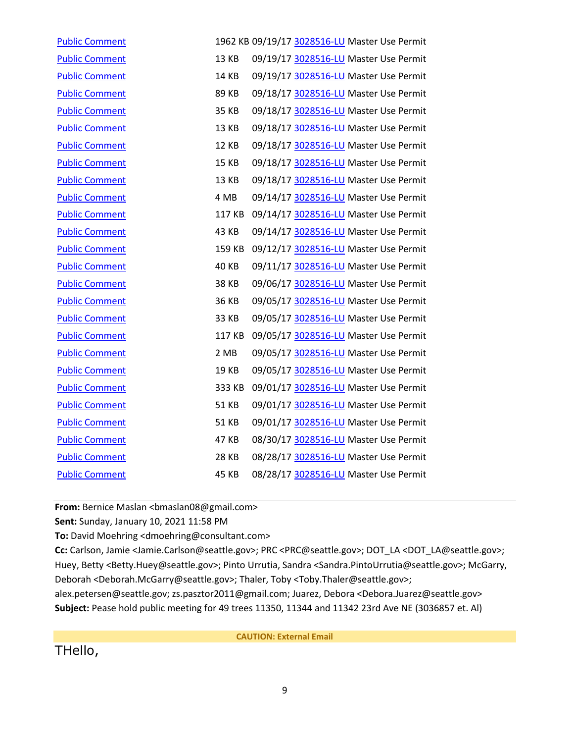| | | | | |
|---|---|---|---|---|
| Public Comment | 1962 KB | 09/19/17 | 3028516-LU | Master Use Permit |
| Public Comment | 13 KB | 09/19/17 | 3028516-LU | Master Use Permit |
| Public Comment | 14 KB | 09/19/17 | 3028516-LU | Master Use Permit |
| Public Comment | 89 KB | 09/18/17 | 3028516-LU | Master Use Permit |
| Public Comment | 35 KB | 09/18/17 | 3028516-LU | Master Use Permit |
| Public Comment | 13 KB | 09/18/17 | 3028516-LU | Master Use Permit |
| Public Comment | 12 KB | 09/18/17 | 3028516-LU | Master Use Permit |
| Public Comment | 15 KB | 09/18/17 | 3028516-LU | Master Use Permit |
| Public Comment | 13 KB | 09/18/17 | 3028516-LU | Master Use Permit |
| Public Comment | 4 MB | 09/14/17 | 3028516-LU | Master Use Permit |
| Public Comment | 117 KB | 09/14/17 | 3028516-LU | Master Use Permit |
| Public Comment | 43 KB | 09/14/17 | 3028516-LU | Master Use Permit |
| Public Comment | 159 KB | 09/12/17 | 3028516-LU | Master Use Permit |
| Public Comment | 40 KB | 09/11/17 | 3028516-LU | Master Use Permit |
| Public Comment | 38 KB | 09/06/17 | 3028516-LU | Master Use Permit |
| Public Comment | 36 KB | 09/05/17 | 3028516-LU | Master Use Permit |
| Public Comment | 33 KB | 09/05/17 | 3028516-LU | Master Use Permit |
| Public Comment | 117 KB | 09/05/17 | 3028516-LU | Master Use Permit |
| Public Comment | 2 MB | 09/05/17 | 3028516-LU | Master Use Permit |
| Public Comment | 19 KB | 09/05/17 | 3028516-LU | Master Use Permit |
| Public Comment | 333 KB | 09/01/17 | 3028516-LU | Master Use Permit |
| Public Comment | 51 KB | 09/01/17 | 3028516-LU | Master Use Permit |
| Public Comment | 51 KB | 09/01/17 | 3028516-LU | Master Use Permit |
| Public Comment | 47 KB | 08/30/17 | 3028516-LU | Master Use Permit |
| Public Comment | 28 KB | 08/28/17 | 3028516-LU | Master Use Permit |
| Public Comment | 45 KB | 08/28/17 | 3028516-LU | Master Use Permit |

---

**From:** Bernice Maslan <bmaslan08@gmail.com>
**Sent:** Sunday, January 10, 2021 11:58 PM
**To:** David Moehring <dmoehring@consultant.com>
**Cc:** Carlson, Jamie <Jamie.Carlson@seattle.gov>; PRC <PRC@seattle.gov>; DOT_LA <DOT_LA@seattle.gov>; Huey, Betty <Betty.Huey@seattle.gov>; Pinto Urrutia, Sandra <Sandra.PintoUrrutia@seattle.gov>; McGarry, Deborah <Deborah.McGarry@seattle.gov>; Thaler, Toby <Toby.Thaler@seattle.gov>; alex.petersen@seattle.gov; zs.pasztor2011@gmail.com; Juarez, Debora <Debora.Juarez@seattle.gov>
**Subject:** Pease hold public meeting for 49 trees 11350, 11344 and 11342 23rd Ave NE (3036857 et. Al)

**CAUTION: External Email**

THello,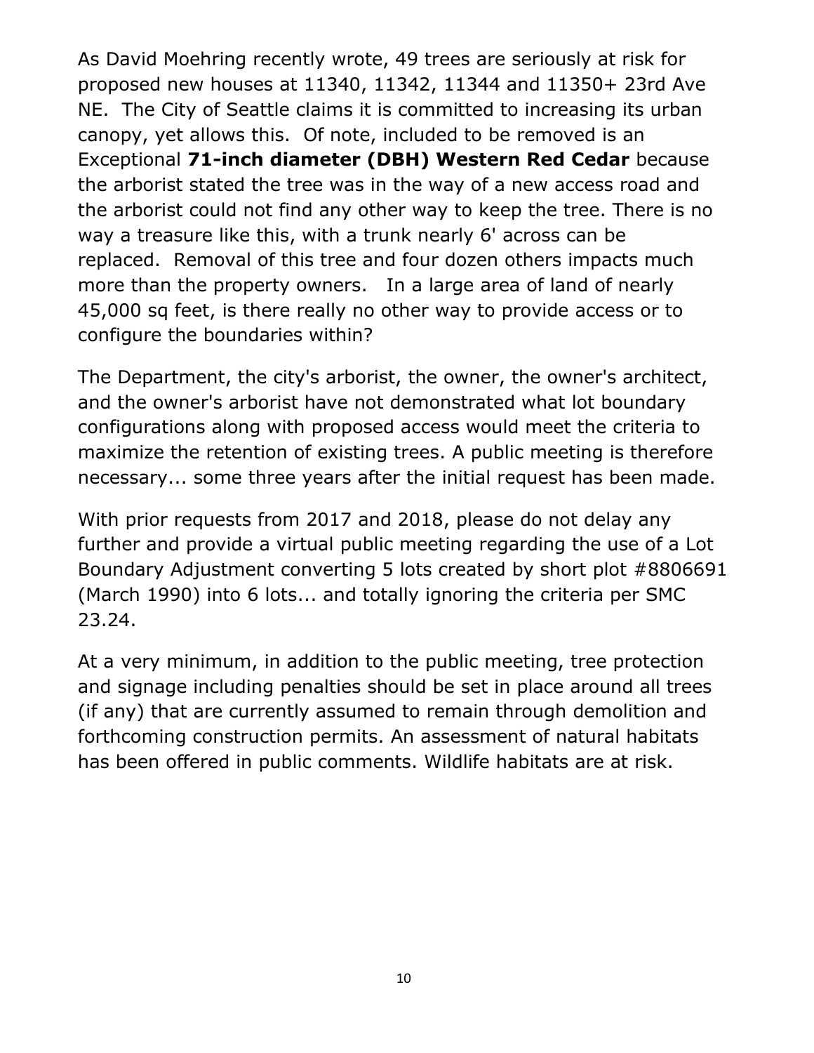As David Moehring recently wrote, 49 trees are seriously at risk for proposed new houses at 11340, 11342, 11344 and 11350+ 23rd Ave NE. The City of Seattle claims it is committed to increasing its urban canopy, yet allows this. Of note, included to be removed is an Exceptional **71-inch diameter (DBH) Western Red Cedar** because the arborist stated the tree was in the way of a new access road and the arborist could not find any other way to keep the tree. There is no way a treasure like this, with a trunk nearly 6' across can be replaced. Removal of this tree and four dozen others impacts much more than the property owners. In a large area of land of nearly 45,000 sq feet, is there really no other way to provide access or to configure the boundaries within?

The Department, the city's arborist, the owner, the owner's architect, and the owner's arborist have not demonstrated what lot boundary configurations along with proposed access would meet the criteria to maximize the retention of existing trees. A public meeting is therefore necessary... some three years after the initial request has been made.

With prior requests from 2017 and 2018, please do not delay any further and provide a virtual public meeting regarding the use of a Lot Boundary Adjustment converting 5 lots created by short plot #8806691 (March 1990) into 6 lots... and totally ignoring the criteria per SMC 23.24.

At a very minimum, in addition to the public meeting, tree protection and signage including penalties should be set in place around all trees (if any) that are currently assumed to remain through demolition and forthcoming construction permits. An assessment of natural habitats has been offered in public comments. Wildlife habitats are at risk.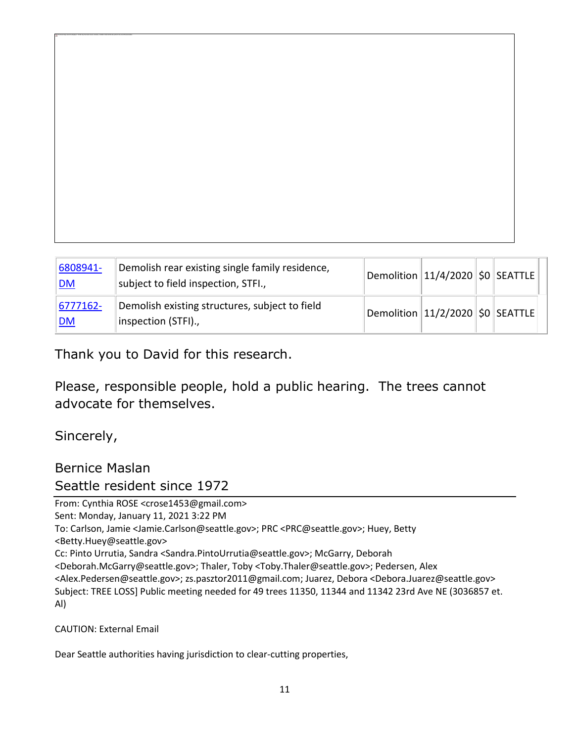| | | | | | |
|---|---|---|---|---|---|
| [6808941-DM]() | Demolish rear existing single family residence, subject to field inspection, STFI., | Demolition | 11/4/2020 | $0 | SEATTLE |
| [6777162-DM]() | Demolish existing structures, subject to field inspection (STFI)., | Demolition | 11/2/2020 | $0 | SEATTLE |

Thank you to David for this research.

Please, responsible people, hold a public hearing. The trees cannot advocate for themselves.

Sincerely,

Bernice Maslan
Seattle resident since 1972

---

From: Cynthia ROSE <crose1453@gmail.com>
Sent: Monday, January 11, 2021 3:22 PM
To: Carlson, Jamie <Jamie.Carlson@seattle.gov>; PRC <PRC@seattle.gov>; Huey, Betty <Betty.Huey@seattle.gov>
Cc: Pinto Urrutia, Sandra <Sandra.PintoUrrutia@seattle.gov>; McGarry, Deborah <Deborah.McGarry@seattle.gov>; Thaler, Toby <Toby.Thaler@seattle.gov>; Pedersen, Alex <Alex.Pedersen@seattle.gov>; zs.pasztor2011@gmail.com; Juarez, Debora <Debora.Juarez@seattle.gov>
Subject: TREE LOSS] Public meeting needed for 49 trees 11350, 11344 and 11342 23rd Ave NE (3036857 et. Al)

CAUTION: External Email

Dear Seattle authorities having jurisdiction to clear-cutting properties,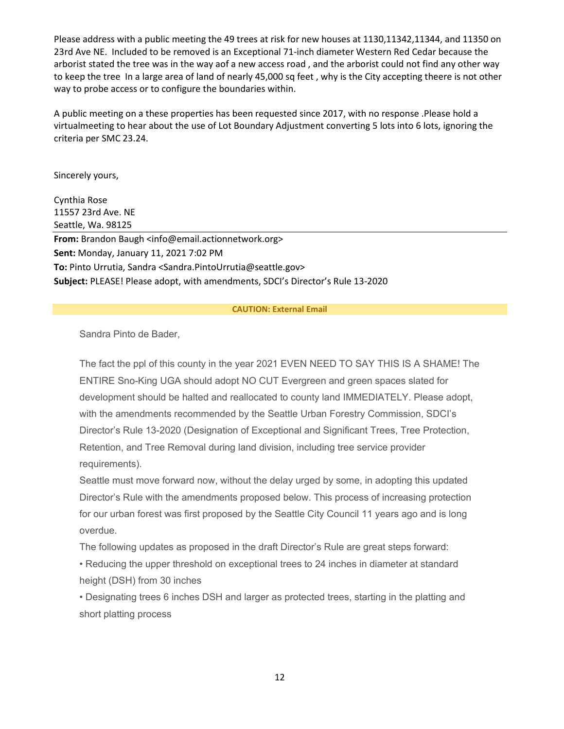Please address with a public meeting the 49 trees at risk for new houses at 1130,11342,11344, and 11350 on 23rd Ave NE. Included to be removed is an Exceptional 71-inch diameter Western Red Cedar because the arborist stated the tree was in the way aof a new access road , and the arborist could not find any other way to keep the tree In a large area of land of nearly 45,000 sq feet , why is the City accepting theere is not other way to probe access or to configure the boundaries within.

A public meeting on a these properties has been requested since 2017, with no response .Please hold a virtualmeeting to hear about the use of Lot Boundary Adjustment converting 5 lots into 6 lots, ignoring the criteria per SMC 23.24.

Sincerely yours,

Cynthia Rose
11557 23rd Ave. NE
Seattle, Wa. 98125

---

**From:** Brandon Baugh <info@email.actionnetwork.org>
**Sent:** Monday, January 11, 2021 7:02 PM
**To:** Pinto Urrutia, Sandra <Sandra.PintoUrrutia@seattle.gov>
**Subject:** PLEASE! Please adopt, with amendments, SDCI's Director's Rule 13-2020

**CAUTION: External Email**

Sandra Pinto de Bader,

The fact the ppl of this county in the year 2021 EVEN NEED TO SAY THIS IS A SHAME! The ENTIRE Sno-King UGA should adopt NO CUT Evergreen and green spaces slated for development should be halted and reallocated to county land IMMEDIATELY. Please adopt, with the amendments recommended by the Seattle Urban Forestry Commission, SDCI's Director's Rule 13-2020 (Designation of Exceptional and Significant Trees, Tree Protection, Retention, and Tree Removal during land division, including tree service provider requirements).

Seattle must move forward now, without the delay urged by some, in adopting this updated Director's Rule with the amendments proposed below. This process of increasing protection for our urban forest was first proposed by the Seattle City Council 11 years ago and is long overdue.

The following updates as proposed in the draft Director's Rule are great steps forward:

• Reducing the upper threshold on exceptional trees to 24 inches in diameter at standard height (DSH) from 30 inches

• Designating trees 6 inches DSH and larger as protected trees, starting in the platting and short platting process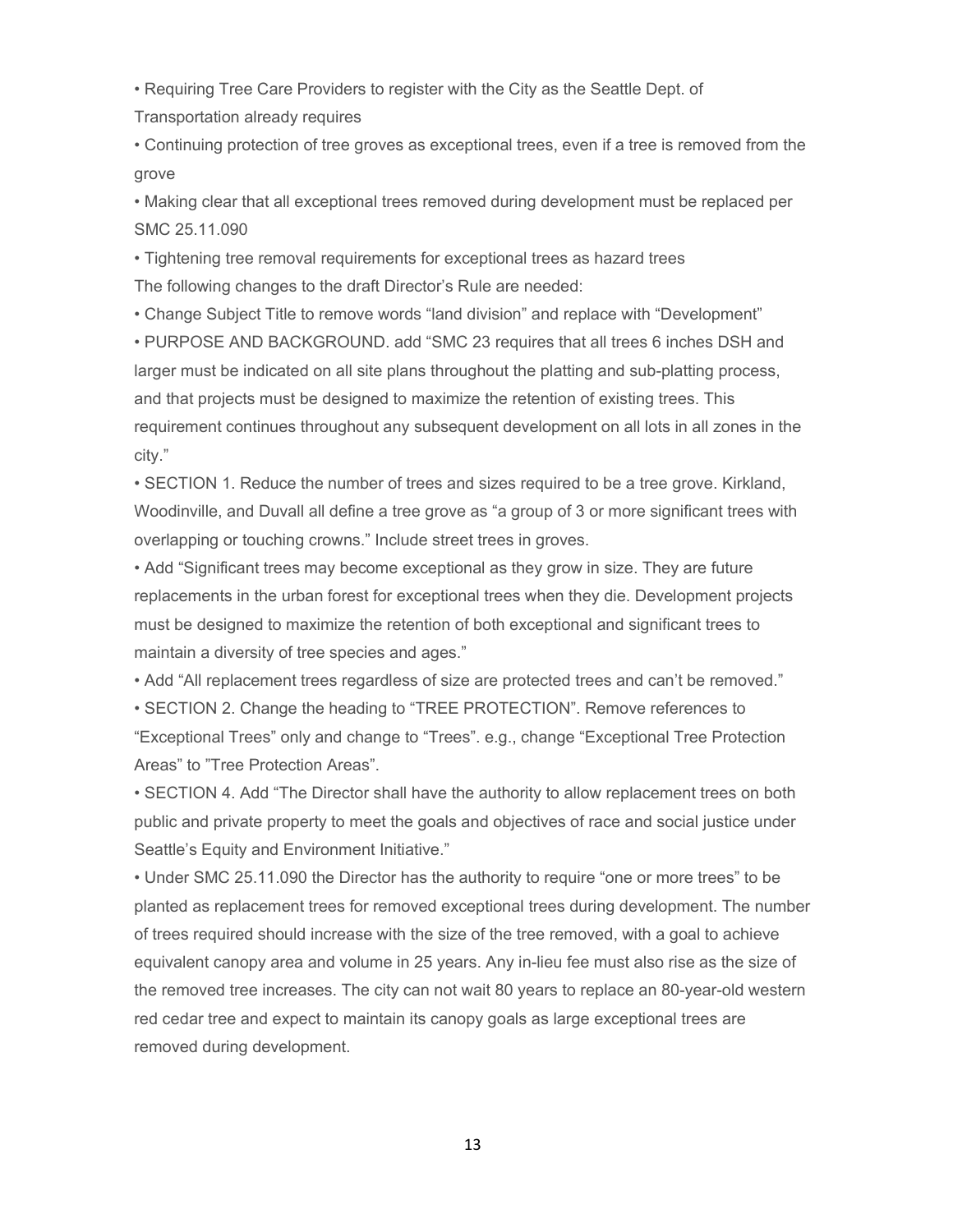- Requiring Tree Care Providers to register with the City as the Seattle Dept. of Transportation already requires
- Continuing protection of tree groves as exceptional trees, even if a tree is removed from the grove
- Making clear that all exceptional trees removed during development must be replaced per SMC 25.11.090
- Tightening tree removal requirements for exceptional trees as hazard trees

The following changes to the draft Director's Rule are needed:

- Change Subject Title to remove words "land division" and replace with "Development"
- PURPOSE AND BACKGROUND. add "SMC 23 requires that all trees 6 inches DSH and larger must be indicated on all site plans throughout the platting and sub-platting process, and that projects must be designed to maximize the retention of existing trees. This requirement continues throughout any subsequent development on all lots in all zones in the city."
- SECTION 1. Reduce the number of trees and sizes required to be a tree grove. Kirkland, Woodinville, and Duvall all define a tree grove as "a group of 3 or more significant trees with overlapping or touching crowns." Include street trees in groves.
- Add "Significant trees may become exceptional as they grow in size. They are future replacements in the urban forest for exceptional trees when they die. Development projects must be designed to maximize the retention of both exceptional and significant trees to maintain a diversity of tree species and ages."
- Add "All replacement trees regardless of size are protected trees and can't be removed."
- SECTION 2. Change the heading to "TREE PROTECTION". Remove references to "Exceptional Trees" only and change to "Trees". e.g., change "Exceptional Tree Protection Areas" to "Tree Protection Areas".
- SECTION 4. Add "The Director shall have the authority to allow replacement trees on both public and private property to meet the goals and objectives of race and social justice under Seattle's Equity and Environment Initiative."
- Under SMC 25.11.090 the Director has the authority to require "one or more trees" to be planted as replacement trees for removed exceptional trees during development. The number of trees required should increase with the size of the tree removed, with a goal to achieve equivalent canopy area and volume in 25 years. Any in-lieu fee must also rise as the size of the removed tree increases. The city can not wait 80 years to replace an 80-year-old western red cedar tree and expect to maintain its canopy goals as large exceptional trees are removed during development.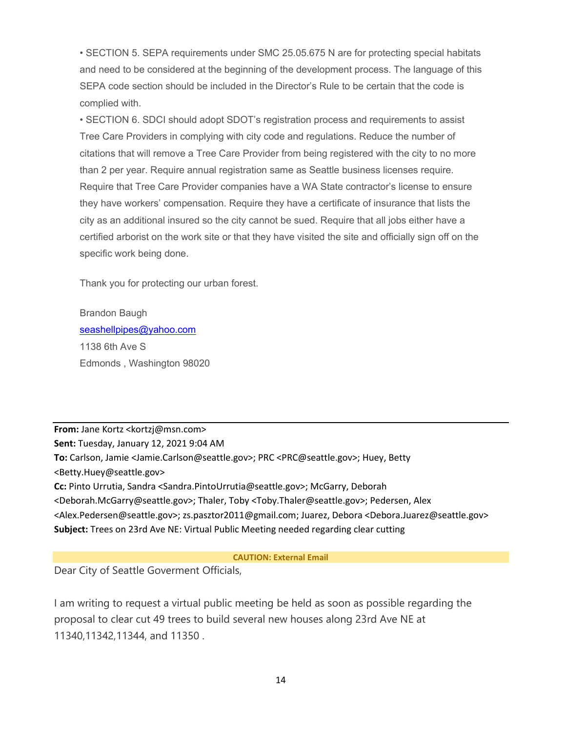• SECTION 5. SEPA requirements under SMC 25.05.675 N are for protecting special habitats and need to be considered at the beginning of the development process. The language of this SEPA code section should be included in the Director's Rule to be certain that the code is complied with.

• SECTION 6. SDCI should adopt SDOT's registration process and requirements to assist Tree Care Providers in complying with city code and regulations. Reduce the number of citations that will remove a Tree Care Provider from being registered with the city to no more than 2 per year. Require annual registration same as Seattle business licenses require. Require that Tree Care Provider companies have a WA State contractor's license to ensure they have workers' compensation. Require they have a certificate of insurance that lists the city as an additional insured so the city cannot be sued. Require that all jobs either have a certified arborist on the work site or that they have visited the site and officially sign off on the specific work being done.

Thank you for protecting our urban forest.

Brandon Baugh
seashellpipes@yahoo.com
1138 6th Ave S
Edmonds , Washington 98020

---

**From:** Jane Kortz <kortzj@msn.com>
**Sent:** Tuesday, January 12, 2021 9:04 AM
**To:** Carlson, Jamie <Jamie.Carlson@seattle.gov>; PRC <PRC@seattle.gov>; Huey, Betty <Betty.Huey@seattle.gov>
**Cc:** Pinto Urrutia, Sandra <Sandra.PintoUrrutia@seattle.gov>; McGarry, Deborah <Deborah.McGarry@seattle.gov>; Thaler, Toby <Toby.Thaler@seattle.gov>; Pedersen, Alex <Alex.Pedersen@seattle.gov>; zs.pasztor2011@gmail.com; Juarez, Debora <Debora.Juarez@seattle.gov>
**Subject:** Trees on 23rd Ave NE: Virtual Public Meeting needed regarding clear cutting

**CAUTION: External Email**

Dear City of Seattle Goverment Officials,

I am writing to request a virtual public meeting be held as soon as possible regarding the proposal to clear cut 49 trees to build several new houses along 23rd Ave NE at 11340,11342,11344, and 11350 .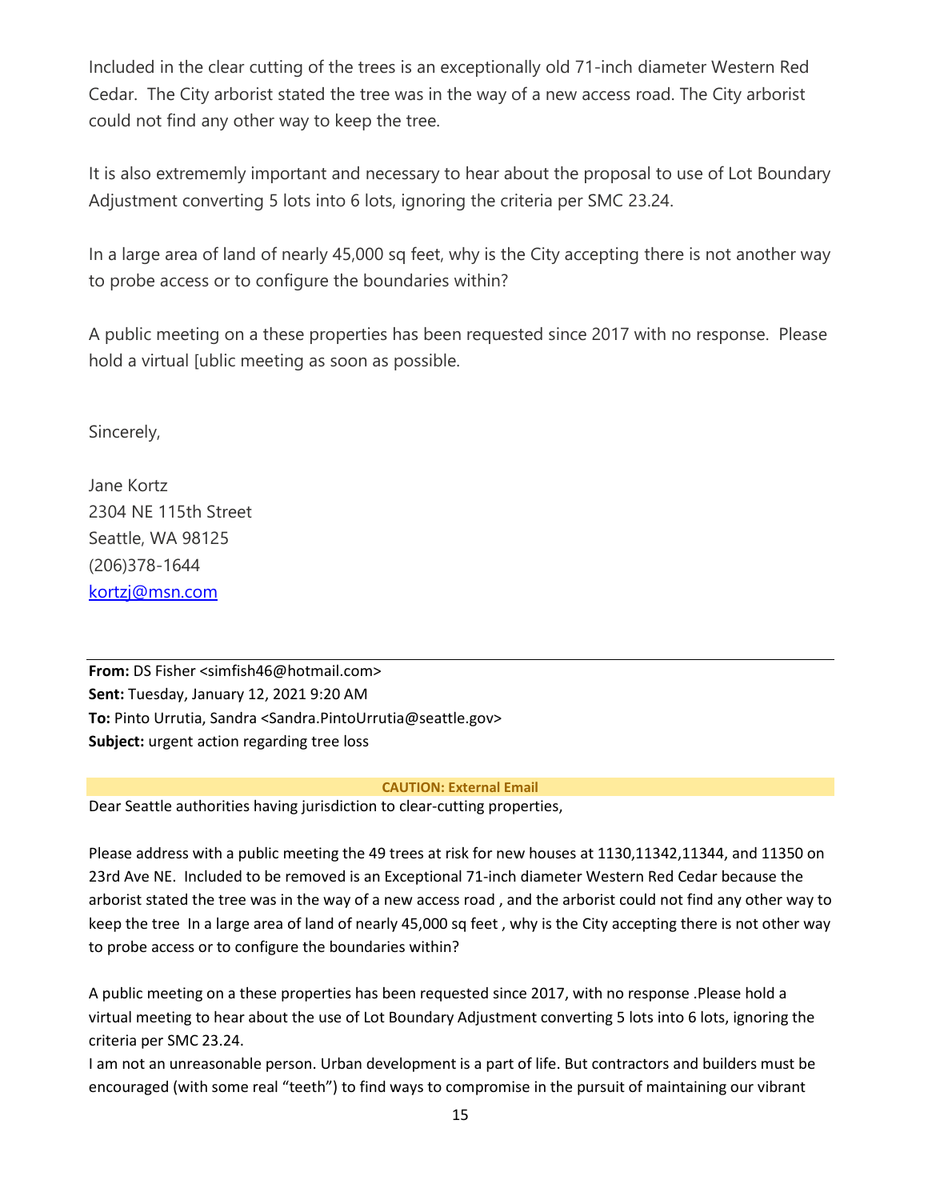Included in the clear cutting of the trees is an exceptionally old 71-inch diameter Western Red Cedar. The City arborist stated the tree was in the way of a new access road. The City arborist could not find any other way to keep the tree.

It is also extrememly important and necessary to hear about the proposal to use of Lot Boundary Adjustment converting 5 lots into 6 lots, ignoring the criteria per SMC 23.24.

In a large area of land of nearly 45,000 sq feet, why is the City accepting there is not another way to probe access or to configure the boundaries within?

A public meeting on a these properties has been requested since 2017 with no response. Please hold a virtual [ublic meeting as soon as possible.

Sincerely,

Jane Kortz
2304 NE 115th Street
Seattle, WA 98125
(206)378-1644
kortzj@msn.com

---

**From:** DS Fisher <simfish46@hotmail.com>
**Sent:** Tuesday, January 12, 2021 9:20 AM
**To:** Pinto Urrutia, Sandra <Sandra.PintoUrrutia@seattle.gov>
**Subject:** urgent action regarding tree loss

**CAUTION: External Email**

Dear Seattle authorities having jurisdiction to clear-cutting properties,

Please address with a public meeting the 49 trees at risk for new houses at 1130,11342,11344, and 11350 on 23rd Ave NE. Included to be removed is an Exceptional 71-inch diameter Western Red Cedar because the arborist stated the tree was in the way of a new access road , and the arborist could not find any other way to keep the tree In a large area of land of nearly 45,000 sq feet , why is the City accepting there is not other way to probe access or to configure the boundaries within?

A public meeting on a these properties has been requested since 2017, with no response .Please hold a virtual meeting to hear about the use of Lot Boundary Adjustment converting 5 lots into 6 lots, ignoring the criteria per SMC 23.24.
I am not an unreasonable person. Urban development is a part of life. But contractors and builders must be encouraged (with some real "teeth") to find ways to compromise in the pursuit of maintaining our vibrant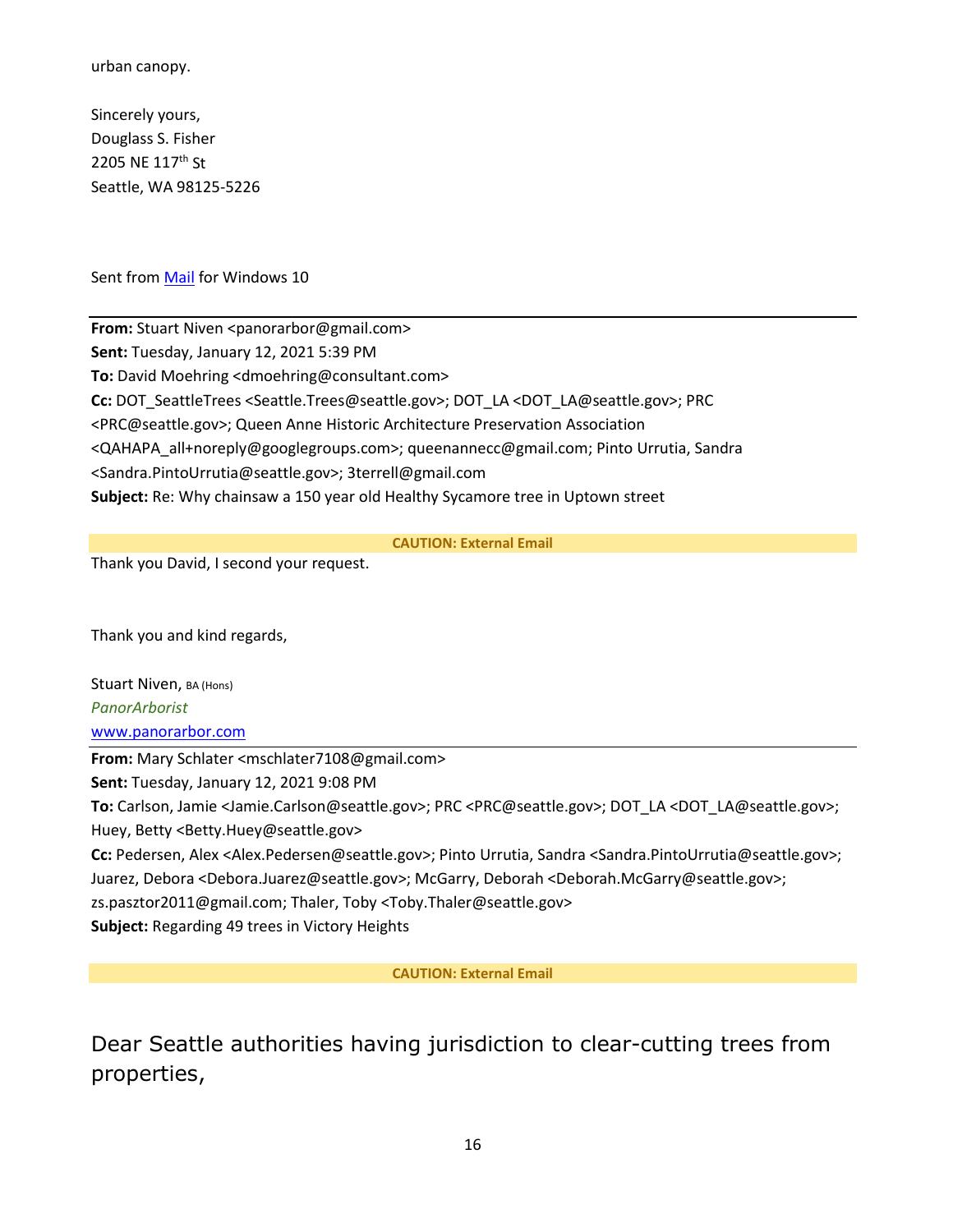urban canopy.

Sincerely yours,
Douglass S. Fisher
2205 NE 117th St
Seattle, WA 98125-5226

Sent from [Mail](Mail) for Windows 10

---

**From:** Stuart Niven <panorarbor@gmail.com>
**Sent:** Tuesday, January 12, 2021 5:39 PM
**To:** David Moehring <dmoehring@consultant.com>
**Cc:** DOT_SeattleTrees <Seattle.Trees@seattle.gov>; DOT_LA <DOT_LA@seattle.gov>; PRC <PRC@seattle.gov>; Queen Anne Historic Architecture Preservation Association <QAHAPA_all+noreply@googlegroups.com>; queenannecc@gmail.com; Pinto Urrutia, Sandra <Sandra.PintoUrrutia@seattle.gov>; 3terrell@gmail.com
**Subject:** Re: Why chainsaw a 150 year old Healthy Sycamore tree in Uptown street

**CAUTION: External Email**

Thank you David, I second your request.

Thank you and kind regards,

Stuart Niven, BA (Hons)
*PanorArborist*
www.panorarbor.com

---

**From:** Mary Schlater <mschlater7108@gmail.com>
**Sent:** Tuesday, January 12, 2021 9:08 PM
**To:** Carlson, Jamie <Jamie.Carlson@seattle.gov>; PRC <PRC@seattle.gov>; DOT_LA <DOT_LA@seattle.gov>; Huey, Betty <Betty.Huey@seattle.gov>
**Cc:** Pedersen, Alex <Alex.Pedersen@seattle.gov>; Pinto Urrutia, Sandra <Sandra.PintoUrrutia@seattle.gov>; Juarez, Debora <Debora.Juarez@seattle.gov>; McGarry, Deborah <Deborah.McGarry@seattle.gov>; zs.pasztor2011@gmail.com; Thaler, Toby <Toby.Thaler@seattle.gov>
**Subject:** Regarding 49 trees in Victory Heights

**CAUTION: External Email**

Dear Seattle authorities having jurisdiction to clear-cutting trees from properties,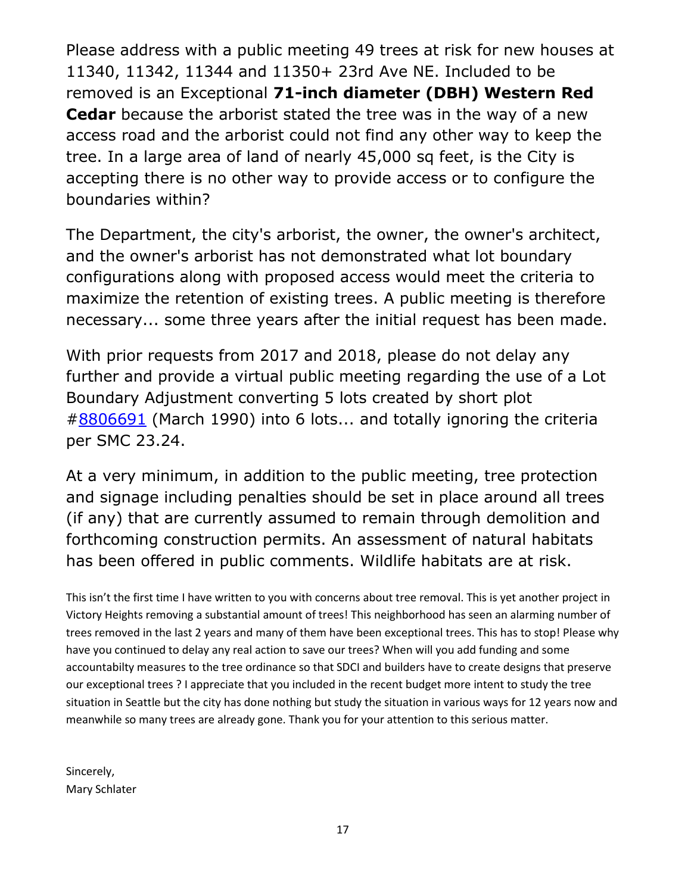Please address with a public meeting 49 trees at risk for new houses at 11340, 11342, 11344 and 11350+ 23rd Ave NE. Included to be removed is an Exceptional **71-inch diameter (DBH) Western Red Cedar** because the arborist stated the tree was in the way of a new access road and the arborist could not find any other way to keep the tree. In a large area of land of nearly 45,000 sq feet, is the City is accepting there is no other way to provide access or to configure the boundaries within?

The Department, the city's arborist, the owner, the owner's architect, and the owner's arborist has not demonstrated what lot boundary configurations along with proposed access would meet the criteria to maximize the retention of existing trees. A public meeting is therefore necessary... some three years after the initial request has been made.

With prior requests from 2017 and 2018, please do not delay any further and provide a virtual public meeting regarding the use of a Lot Boundary Adjustment converting 5 lots created by short plot #8806691 (March 1990) into 6 lots... and totally ignoring the criteria per SMC 23.24.

At a very minimum, in addition to the public meeting, tree protection and signage including penalties should be set in place around all trees (if any) that are currently assumed to remain through demolition and forthcoming construction permits. An assessment of natural habitats has been offered in public comments. Wildlife habitats are at risk.

This isn't the first time I have written to you with concerns about tree removal. This is yet another project in Victory Heights removing a substantial amount of trees! This neighborhood has seen an alarming number of trees removed in the last 2 years and many of them have been exceptional trees. This has to stop! Please why have you continued to delay any real action to save our trees? When will you add funding and some accountabilty measures to the tree ordinance so that SDCI and builders have to create designs that preserve our exceptional trees ? I appreciate that you included in the recent budget more intent to study the tree situation in Seattle but the city has done nothing but study the situation in various ways for 12 years now and meanwhile so many trees are already gone. Thank you for your attention to this serious matter.

Sincerely,
Mary Schlater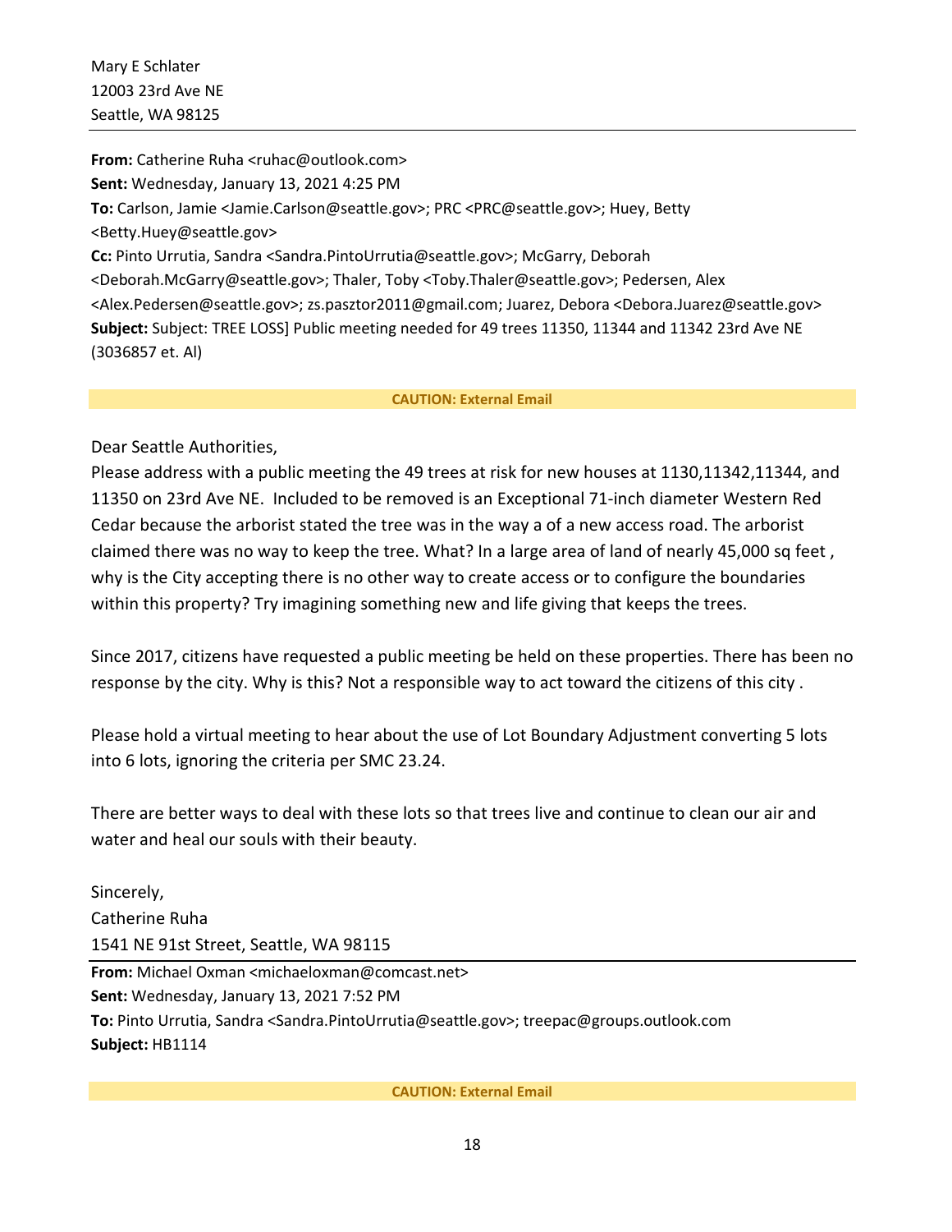Mary E Schlater
12003 23rd Ave NE
Seattle, WA 98125

---

**From:** Catherine Ruha <ruhac@outlook.com>
**Sent:** Wednesday, January 13, 2021 4:25 PM
**To:** Carlson, Jamie <Jamie.Carlson@seattle.gov>; PRC <PRC@seattle.gov>; Huey, Betty <Betty.Huey@seattle.gov>
**Cc:** Pinto Urrutia, Sandra <Sandra.PintoUrrutia@seattle.gov>; McGarry, Deborah <Deborah.McGarry@seattle.gov>; Thaler, Toby <Toby.Thaler@seattle.gov>; Pedersen, Alex <Alex.Pedersen@seattle.gov>; zs.pasztor2011@gmail.com; Juarez, Debora <Debora.Juarez@seattle.gov>
**Subject:** Subject: TREE LOSS] Public meeting needed for 49 trees 11350, 11344 and 11342 23rd Ave NE (3036857 et. Al)

**CAUTION: External Email**

Dear Seattle Authorities,
Please address with a public meeting the 49 trees at risk for new houses at 1130,11342,11344, and 11350 on 23rd Ave NE. Included to be removed is an Exceptional 71-inch diameter Western Red Cedar because the arborist stated the tree was in the way a of a new access road. The arborist claimed there was no way to keep the tree. What? In a large area of land of nearly 45,000 sq feet , why is the City accepting there is no other way to create access or to configure the boundaries within this property? Try imagining something new and life giving that keeps the trees.

Since 2017, citizens have requested a public meeting be held on these properties. There has been no response by the city. Why is this? Not a responsible way to act toward the citizens of this city .

Please hold a virtual meeting to hear about the use of Lot Boundary Adjustment converting 5 lots into 6 lots, ignoring the criteria per SMC 23.24.

There are better ways to deal with these lots so that trees live and continue to clean our air and water and heal our souls with their beauty.

Sincerely,
Catherine Ruha
1541 NE 91st Street, Seattle, WA 98115

---

**From:** Michael Oxman <michaeloxman@comcast.net>
**Sent:** Wednesday, January 13, 2021 7:52 PM
**To:** Pinto Urrutia, Sandra <Sandra.PintoUrrutia@seattle.gov>; treepac@groups.outlook.com
**Subject:** HB1114

**CAUTION: External Email**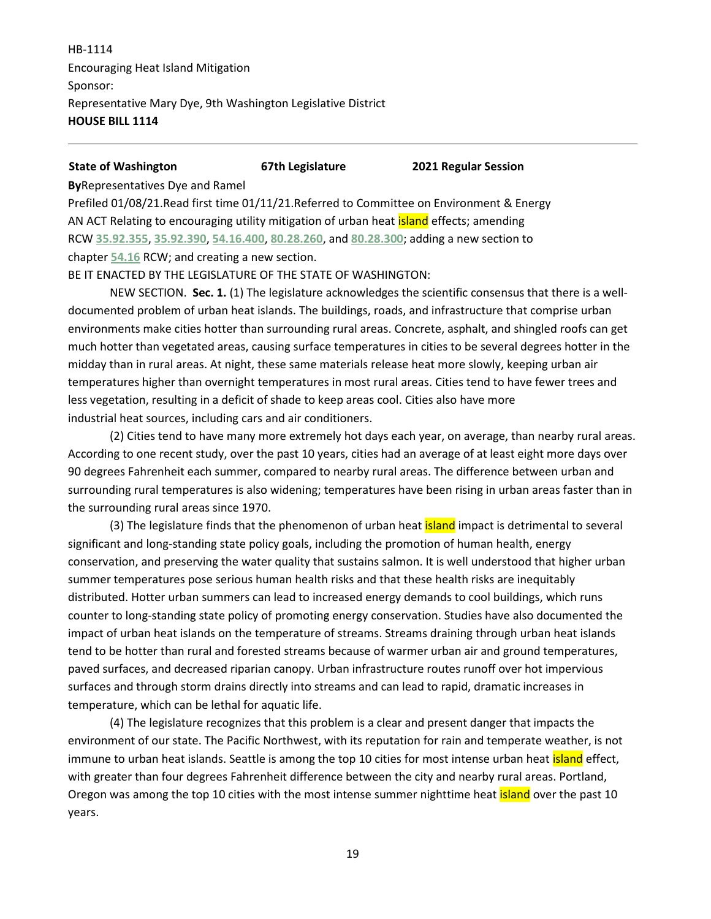HB-1114
Encouraging Heat Island Mitigation
Sponsor:
Representative Mary Dye, 9th Washington Legislative District
**HOUSE BILL 1114**

---

**State of Washington** **67th Legislature** **2021 Regular Session**

**By**Representatives Dye and Ramel

Prefiled 01/08/21.Read first time 01/11/21.Referred to Committee on Environment & Energy

AN ACT Relating to encouraging utility mitigation of urban heat island effects; amending RCW 35.92.355, 35.92.390, 54.16.400, 80.28.260, and 80.28.300; adding a new section to chapter 54.16 RCW; and creating a new section.

BE IT ENACTED BY THE LEGISLATURE OF THE STATE OF WASHINGTON:

NEW SECTION. **Sec. 1.** (1) The legislature acknowledges the scientific consensus that there is a well-documented problem of urban heat islands. The buildings, roads, and infrastructure that comprise urban environments make cities hotter than surrounding rural areas. Concrete, asphalt, and shingled roofs can get much hotter than vegetated areas, causing surface temperatures in cities to be several degrees hotter in the midday than in rural areas. At night, these same materials release heat more slowly, keeping urban air temperatures higher than overnight temperatures in most rural areas. Cities tend to have fewer trees and less vegetation, resulting in a deficit of shade to keep areas cool. Cities also have more industrial heat sources, including cars and air conditioners.

(2) Cities tend to have many more extremely hot days each year, on average, than nearby rural areas. According to one recent study, over the past 10 years, cities had an average of at least eight more days over 90 degrees Fahrenheit each summer, compared to nearby rural areas. The difference between urban and surrounding rural temperatures is also widening; temperatures have been rising in urban areas faster than in the surrounding rural areas since 1970.

(3) The legislature finds that the phenomenon of urban heat island impact is detrimental to several significant and long-standing state policy goals, including the promotion of human health, energy conservation, and preserving the water quality that sustains salmon. It is well understood that higher urban summer temperatures pose serious human health risks and that these health risks are inequitably distributed. Hotter urban summers can lead to increased energy demands to cool buildings, which runs counter to long-standing state policy of promoting energy conservation. Studies have also documented the impact of urban heat islands on the temperature of streams. Streams draining through urban heat islands tend to be hotter than rural and forested streams because of warmer urban air and ground temperatures, paved surfaces, and decreased riparian canopy. Urban infrastructure routes runoff over hot impervious surfaces and through storm drains directly into streams and can lead to rapid, dramatic increases in temperature, which can be lethal for aquatic life.

(4) The legislature recognizes that this problem is a clear and present danger that impacts the environment of our state. The Pacific Northwest, with its reputation for rain and temperate weather, is not immune to urban heat islands. Seattle is among the top 10 cities for most intense urban heat island effect, with greater than four degrees Fahrenheit difference between the city and nearby rural areas. Portland, Oregon was among the top 10 cities with the most intense summer nighttime heat island over the past 10 years.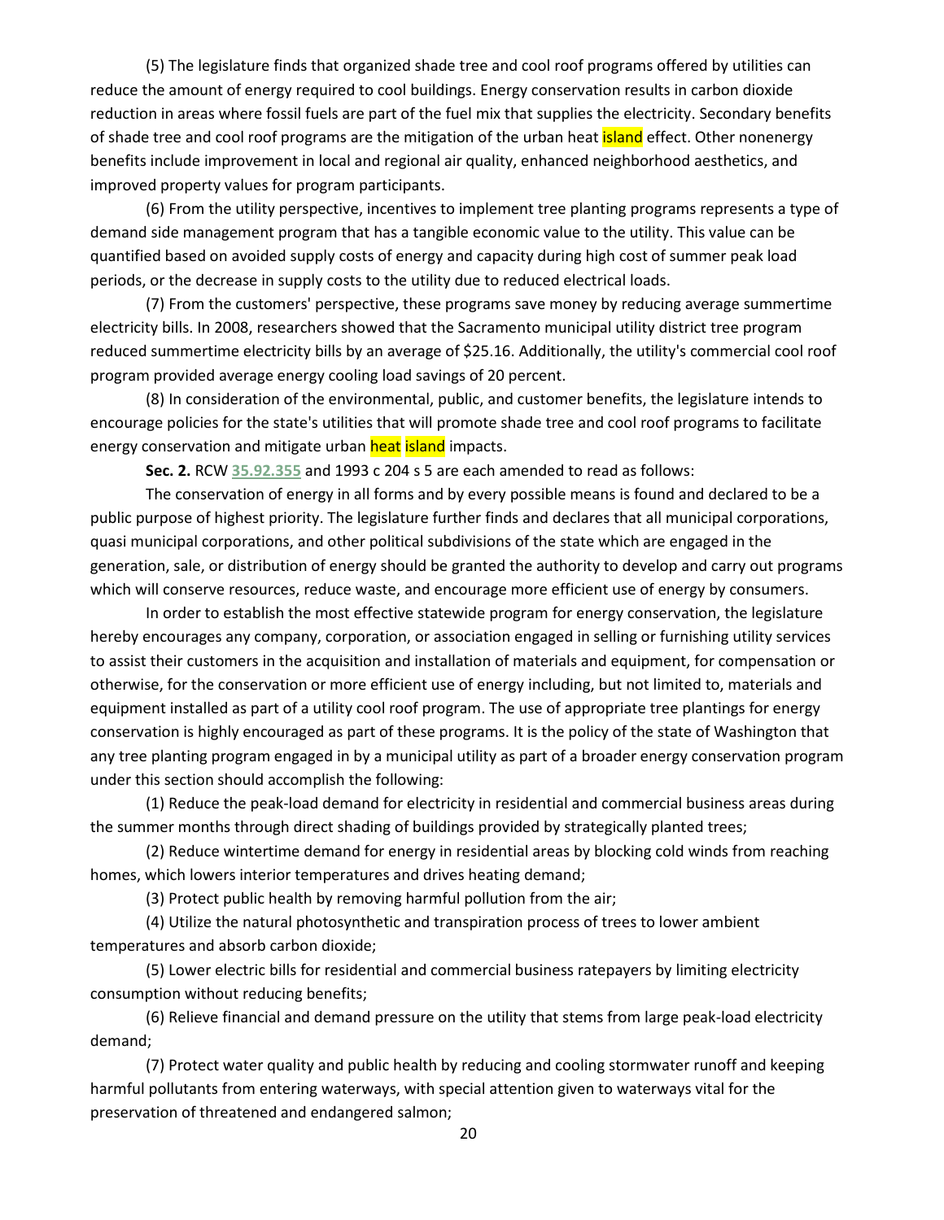(5) The legislature finds that organized shade tree and cool roof programs offered by utilities can reduce the amount of energy required to cool buildings. Energy conservation results in carbon dioxide reduction in areas where fossil fuels are part of the fuel mix that supplies the electricity. Secondary benefits of shade tree and cool roof programs are the mitigation of the urban heat island effect. Other nonenergy benefits include improvement in local and regional air quality, enhanced neighborhood aesthetics, and improved property values for program participants.

(6) From the utility perspective, incentives to implement tree planting programs represents a type of demand side management program that has a tangible economic value to the utility. This value can be quantified based on avoided supply costs of energy and capacity during high cost of summer peak load periods, or the decrease in supply costs to the utility due to reduced electrical loads.

(7) From the customers' perspective, these programs save money by reducing average summertime electricity bills. In 2008, researchers showed that the Sacramento municipal utility district tree program reduced summertime electricity bills by an average of $25.16. Additionally, the utility's commercial cool roof program provided average energy cooling load savings of 20 percent.

(8) In consideration of the environmental, public, and customer benefits, the legislature intends to encourage policies for the state's utilities that will promote shade tree and cool roof programs to facilitate energy conservation and mitigate urban heat island impacts.

**Sec. 2.** RCW **35.92.355** and 1993 c 204 s 5 are each amended to read as follows:

The conservation of energy in all forms and by every possible means is found and declared to be a public purpose of highest priority. The legislature further finds and declares that all municipal corporations, quasi municipal corporations, and other political subdivisions of the state which are engaged in the generation, sale, or distribution of energy should be granted the authority to develop and carry out programs which will conserve resources, reduce waste, and encourage more efficient use of energy by consumers.

In order to establish the most effective statewide program for energy conservation, the legislature hereby encourages any company, corporation, or association engaged in selling or furnishing utility services to assist their customers in the acquisition and installation of materials and equipment, for compensation or otherwise, for the conservation or more efficient use of energy including, but not limited to, materials and equipment installed as part of a utility cool roof program. The use of appropriate tree plantings for energy conservation is highly encouraged as part of these programs. It is the policy of the state of Washington that any tree planting program engaged in by a municipal utility as part of a broader energy conservation program under this section should accomplish the following:

(1) Reduce the peak-load demand for electricity in residential and commercial business areas during the summer months through direct shading of buildings provided by strategically planted trees;

(2) Reduce wintertime demand for energy in residential areas by blocking cold winds from reaching homes, which lowers interior temperatures and drives heating demand;

(3) Protect public health by removing harmful pollution from the air;

(4) Utilize the natural photosynthetic and transpiration process of trees to lower ambient temperatures and absorb carbon dioxide;

(5) Lower electric bills for residential and commercial business ratepayers by limiting electricity consumption without reducing benefits;

(6) Relieve financial and demand pressure on the utility that stems from large peak-load electricity demand;

(7) Protect water quality and public health by reducing and cooling stormwater runoff and keeping harmful pollutants from entering waterways, with special attention given to waterways vital for the preservation of threatened and endangered salmon;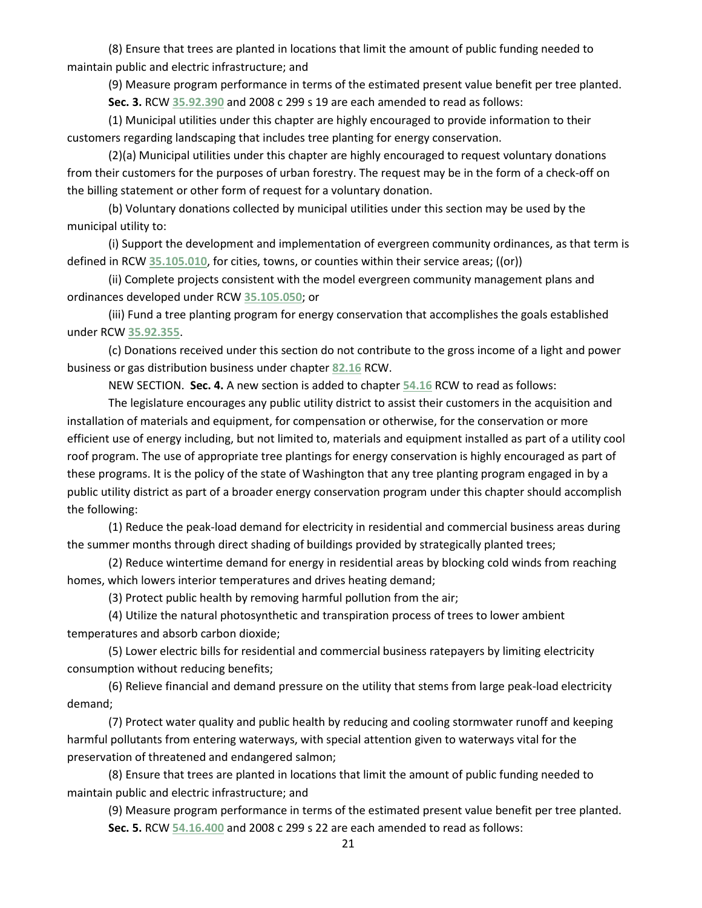(8) Ensure that trees are planted in locations that limit the amount of public funding needed to maintain public and electric infrastructure; and

(9) Measure program performance in terms of the estimated present value benefit per tree planted.

**Sec. 3.** RCW 35.92.390 and 2008 c 299 s 19 are each amended to read as follows:

(1) Municipal utilities under this chapter are highly encouraged to provide information to their customers regarding landscaping that includes tree planting for energy conservation.

(2)(a) Municipal utilities under this chapter are highly encouraged to request voluntary donations from their customers for the purposes of urban forestry. The request may be in the form of a check-off on the billing statement or other form of request for a voluntary donation.

(b) Voluntary donations collected by municipal utilities under this section may be used by the municipal utility to:

(i) Support the development and implementation of evergreen community ordinances, as that term is defined in RCW 35.105.010, for cities, towns, or counties within their service areas; ((or))

(ii) Complete projects consistent with the model evergreen community management plans and ordinances developed under RCW 35.105.050; or

(iii) Fund a tree planting program for energy conservation that accomplishes the goals established under RCW 35.92.355.

(c) Donations received under this section do not contribute to the gross income of a light and power business or gas distribution business under chapter 82.16 RCW.

NEW SECTION. **Sec. 4.** A new section is added to chapter 54.16 RCW to read as follows:

The legislature encourages any public utility district to assist their customers in the acquisition and installation of materials and equipment, for compensation or otherwise, for the conservation or more efficient use of energy including, but not limited to, materials and equipment installed as part of a utility cool roof program. The use of appropriate tree plantings for energy conservation is highly encouraged as part of these programs. It is the policy of the state of Washington that any tree planting program engaged in by a public utility district as part of a broader energy conservation program under this chapter should accomplish the following:

(1) Reduce the peak-load demand for electricity in residential and commercial business areas during the summer months through direct shading of buildings provided by strategically planted trees;

(2) Reduce wintertime demand for energy in residential areas by blocking cold winds from reaching homes, which lowers interior temperatures and drives heating demand;

(3) Protect public health by removing harmful pollution from the air;

(4) Utilize the natural photosynthetic and transpiration process of trees to lower ambient temperatures and absorb carbon dioxide;

(5) Lower electric bills for residential and commercial business ratepayers by limiting electricity consumption without reducing benefits;

(6) Relieve financial and demand pressure on the utility that stems from large peak-load electricity demand;

(7) Protect water quality and public health by reducing and cooling stormwater runoff and keeping harmful pollutants from entering waterways, with special attention given to waterways vital for the preservation of threatened and endangered salmon;

(8) Ensure that trees are planted in locations that limit the amount of public funding needed to maintain public and electric infrastructure; and

(9) Measure program performance in terms of the estimated present value benefit per tree planted.

**Sec. 5.** RCW 54.16.400 and 2008 c 299 s 22 are each amended to read as follows: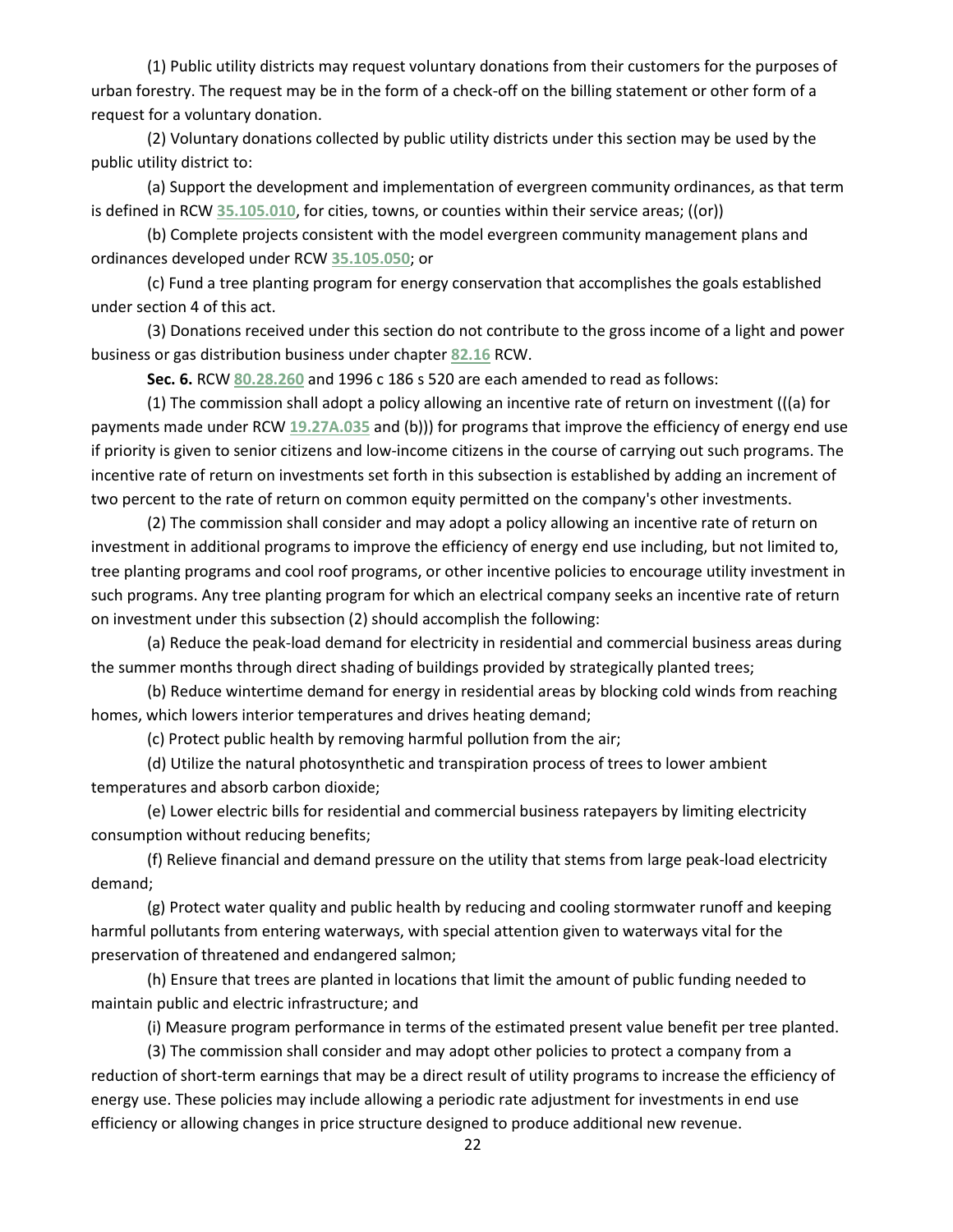(1) Public utility districts may request voluntary donations from their customers for the purposes of urban forestry. The request may be in the form of a check-off on the billing statement or other form of a request for a voluntary donation.

(2) Voluntary donations collected by public utility districts under this section may be used by the public utility district to:

(a) Support the development and implementation of evergreen community ordinances, as that term is defined in RCW 35.105.010, for cities, towns, or counties within their service areas; ((or))

(b) Complete projects consistent with the model evergreen community management plans and ordinances developed under RCW 35.105.050; or

(c) Fund a tree planting program for energy conservation that accomplishes the goals established under section 4 of this act.

(3) Donations received under this section do not contribute to the gross income of a light and power business or gas distribution business under chapter 82.16 RCW.

**Sec. 6.** RCW 80.28.260 and 1996 c 186 s 520 are each amended to read as follows:

(1) The commission shall adopt a policy allowing an incentive rate of return on investment (((a) for payments made under RCW 19.27A.035 and (b))) for programs that improve the efficiency of energy end use if priority is given to senior citizens and low-income citizens in the course of carrying out such programs. The incentive rate of return on investments set forth in this subsection is established by adding an increment of two percent to the rate of return on common equity permitted on the company's other investments.

(2) The commission shall consider and may adopt a policy allowing an incentive rate of return on investment in additional programs to improve the efficiency of energy end use including, but not limited to, tree planting programs and cool roof programs, or other incentive policies to encourage utility investment in such programs. Any tree planting program for which an electrical company seeks an incentive rate of return on investment under this subsection (2) should accomplish the following:

(a) Reduce the peak-load demand for electricity in residential and commercial business areas during the summer months through direct shading of buildings provided by strategically planted trees;

(b) Reduce wintertime demand for energy in residential areas by blocking cold winds from reaching homes, which lowers interior temperatures and drives heating demand;

(c) Protect public health by removing harmful pollution from the air;

(d) Utilize the natural photosynthetic and transpiration process of trees to lower ambient temperatures and absorb carbon dioxide;

(e) Lower electric bills for residential and commercial business ratepayers by limiting electricity consumption without reducing benefits;

(f) Relieve financial and demand pressure on the utility that stems from large peak-load electricity demand;

(g) Protect water quality and public health by reducing and cooling stormwater runoff and keeping harmful pollutants from entering waterways, with special attention given to waterways vital for the preservation of threatened and endangered salmon;

(h) Ensure that trees are planted in locations that limit the amount of public funding needed to maintain public and electric infrastructure; and

(i) Measure program performance in terms of the estimated present value benefit per tree planted.

(3) The commission shall consider and may adopt other policies to protect a company from a reduction of short-term earnings that may be a direct result of utility programs to increase the efficiency of energy use. These policies may include allowing a periodic rate adjustment for investments in end use efficiency or allowing changes in price structure designed to produce additional new revenue.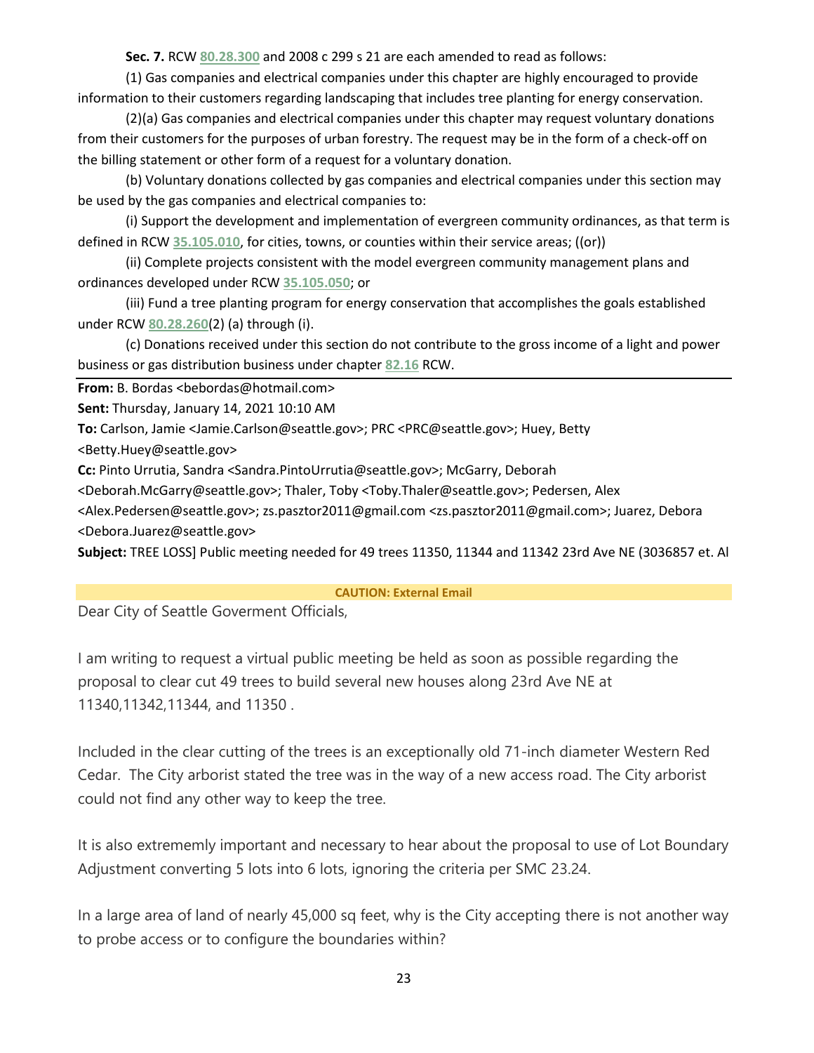**Sec. 7.** RCW 80.28.300 and 2008 c 299 s 21 are each amended to read as follows:

(1) Gas companies and electrical companies under this chapter are highly encouraged to provide information to their customers regarding landscaping that includes tree planting for energy conservation.

(2)(a) Gas companies and electrical companies under this chapter may request voluntary donations from their customers for the purposes of urban forestry. The request may be in the form of a check-off on the billing statement or other form of a request for a voluntary donation.

(b) Voluntary donations collected by gas companies and electrical companies under this section may be used by the gas companies and electrical companies to:

(i) Support the development and implementation of evergreen community ordinances, as that term is defined in RCW 35.105.010, for cities, towns, or counties within their service areas; ((or))

(ii) Complete projects consistent with the model evergreen community management plans and ordinances developed under RCW 35.105.050; or

(iii) Fund a tree planting program for energy conservation that accomplishes the goals established under RCW 80.28.260(2) (a) through (i).

(c) Donations received under this section do not contribute to the gross income of a light and power business or gas distribution business under chapter 82.16 RCW.

---

**From:** B. Bordas <bebordas@hotmail.com>
**Sent:** Thursday, January 14, 2021 10:10 AM
**To:** Carlson, Jamie <Jamie.Carlson@seattle.gov>; PRC <PRC@seattle.gov>; Huey, Betty <Betty.Huey@seattle.gov>
**Cc:** Pinto Urrutia, Sandra <Sandra.PintoUrrutia@seattle.gov>; McGarry, Deborah <Deborah.McGarry@seattle.gov>; Thaler, Toby <Toby.Thaler@seattle.gov>; Pedersen, Alex <Alex.Pedersen@seattle.gov>; zs.pasztor2011@gmail.com <zs.pasztor2011@gmail.com>; Juarez, Debora <Debora.Juarez@seattle.gov>
**Subject:** TREE LOSS] Public meeting needed for 49 trees 11350, 11344 and 11342 23rd Ave NE (3036857 et. Al

**CAUTION: External Email**

Dear City of Seattle Goverment Officials,

I am writing to request a virtual public meeting be held as soon as possible regarding the proposal to clear cut 49 trees to build several new houses along 23rd Ave NE at 11340,11342,11344, and 11350 .

Included in the clear cutting of the trees is an exceptionally old 71-inch diameter Western Red Cedar. The City arborist stated the tree was in the way of a new access road. The City arborist could not find any other way to keep the tree.

It is also extrememly important and necessary to hear about the proposal to use of Lot Boundary Adjustment converting 5 lots into 6 lots, ignoring the criteria per SMC 23.24.

In a large area of land of nearly 45,000 sq feet, why is the City accepting there is not another way to probe access or to configure the boundaries within?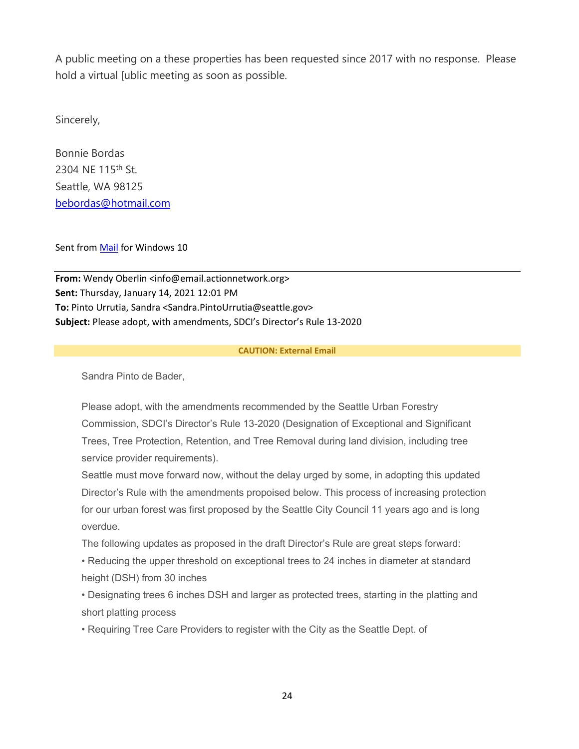A public meeting on a these properties has been requested since 2017 with no response.  Please hold a virtual [ublic meeting as soon as possible.

Sincerely,

Bonnie Bordas
2304 NE 115th St.
Seattle, WA 98125
bebordas@hotmail.com

Sent from Mail for Windows 10

---

**From:** Wendy Oberlin <info@email.actionnetwork.org>
**Sent:** Thursday, January 14, 2021 12:01 PM
**To:** Pinto Urrutia, Sandra <Sandra.PintoUrrutia@seattle.gov>
**Subject:** Please adopt, with amendments, SDCI's Director's Rule 13-2020

**CAUTION: External Email**

Sandra Pinto de Bader,

Please adopt, with the amendments recommended by the Seattle Urban Forestry Commission, SDCI's Director's Rule 13-2020 (Designation of Exceptional and Significant Trees, Tree Protection, Retention, and Tree Removal during land division, including tree service provider requirements).

Seattle must move forward now, without the delay urged by some, in adopting this updated Director's Rule with the amendments propoised below. This process of increasing protection for our urban forest was first proposed by the Seattle City Council 11 years ago and is long overdue.

The following updates as proposed in the draft Director's Rule are great steps forward:

• Reducing the upper threshold on exceptional trees to 24 inches in diameter at standard height (DSH) from 30 inches

• Designating trees 6 inches DSH and larger as protected trees, starting in the platting and short platting process

• Requiring Tree Care Providers to register with the City as the Seattle Dept. of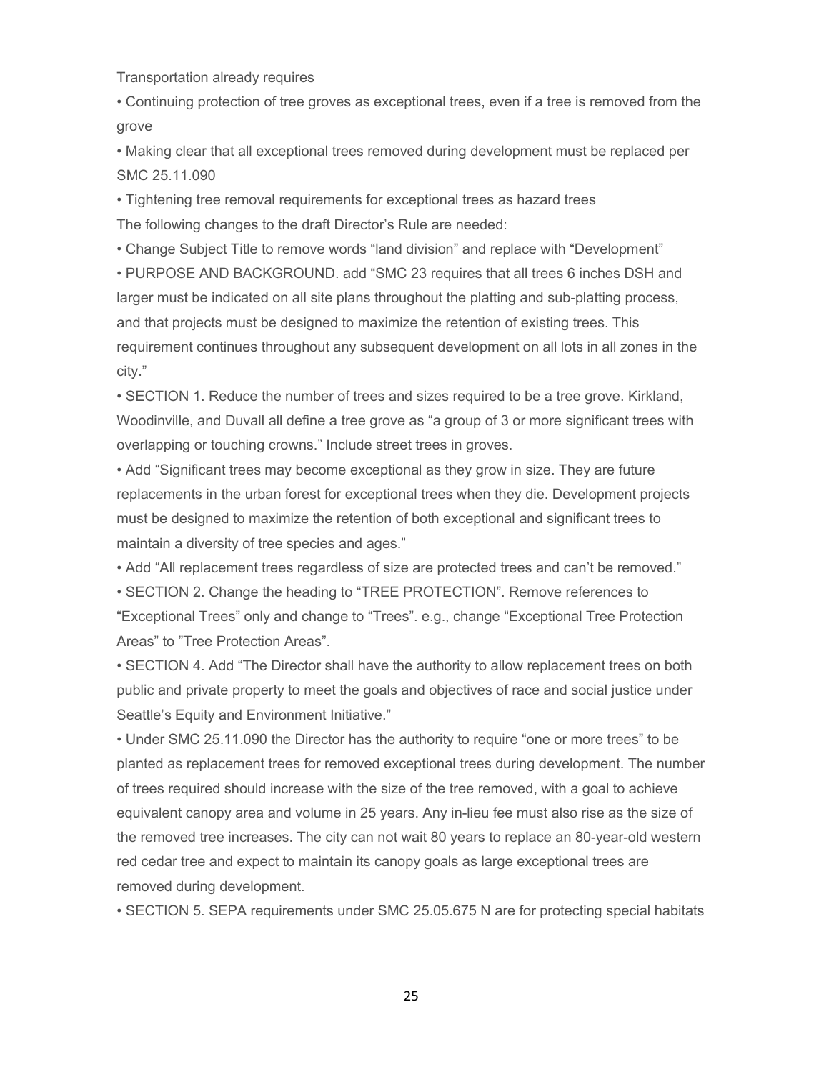Transportation already requires

- Continuing protection of tree groves as exceptional trees, even if a tree is removed from the grove
- Making clear that all exceptional trees removed during development must be replaced per SMC 25.11.090
- Tightening tree removal requirements for exceptional trees as hazard trees

The following changes to the draft Director's Rule are needed:

- Change Subject Title to remove words "land division" and replace with "Development"
- PURPOSE AND BACKGROUND. add "SMC 23 requires that all trees 6 inches DSH and larger must be indicated on all site plans throughout the platting and sub-platting process, and that projects must be designed to maximize the retention of existing trees. This requirement continues throughout any subsequent development on all lots in all zones in the city."
- SECTION 1. Reduce the number of trees and sizes required to be a tree grove. Kirkland, Woodinville, and Duvall all define a tree grove as "a group of 3 or more significant trees with overlapping or touching crowns." Include street trees in groves.
- Add "Significant trees may become exceptional as they grow in size. They are future replacements in the urban forest for exceptional trees when they die. Development projects must be designed to maximize the retention of both exceptional and significant trees to maintain a diversity of tree species and ages."
- Add "All replacement trees regardless of size are protected trees and can't be removed."
- SECTION 2. Change the heading to "TREE PROTECTION". Remove references to "Exceptional Trees" only and change to "Trees". e.g., change "Exceptional Tree Protection Areas" to "Tree Protection Areas".
- SECTION 4. Add "The Director shall have the authority to allow replacement trees on both public and private property to meet the goals and objectives of race and social justice under Seattle's Equity and Environment Initiative."
- Under SMC 25.11.090 the Director has the authority to require "one or more trees" to be planted as replacement trees for removed exceptional trees during development. The number of trees required should increase with the size of the tree removed, with a goal to achieve equivalent canopy area and volume in 25 years. Any in-lieu fee must also rise as the size of the removed tree increases. The city can not wait 80 years to replace an 80-year-old western red cedar tree and expect to maintain its canopy goals as large exceptional trees are removed during development.
- SECTION 5. SEPA requirements under SMC 25.05.675 N are for protecting special habitats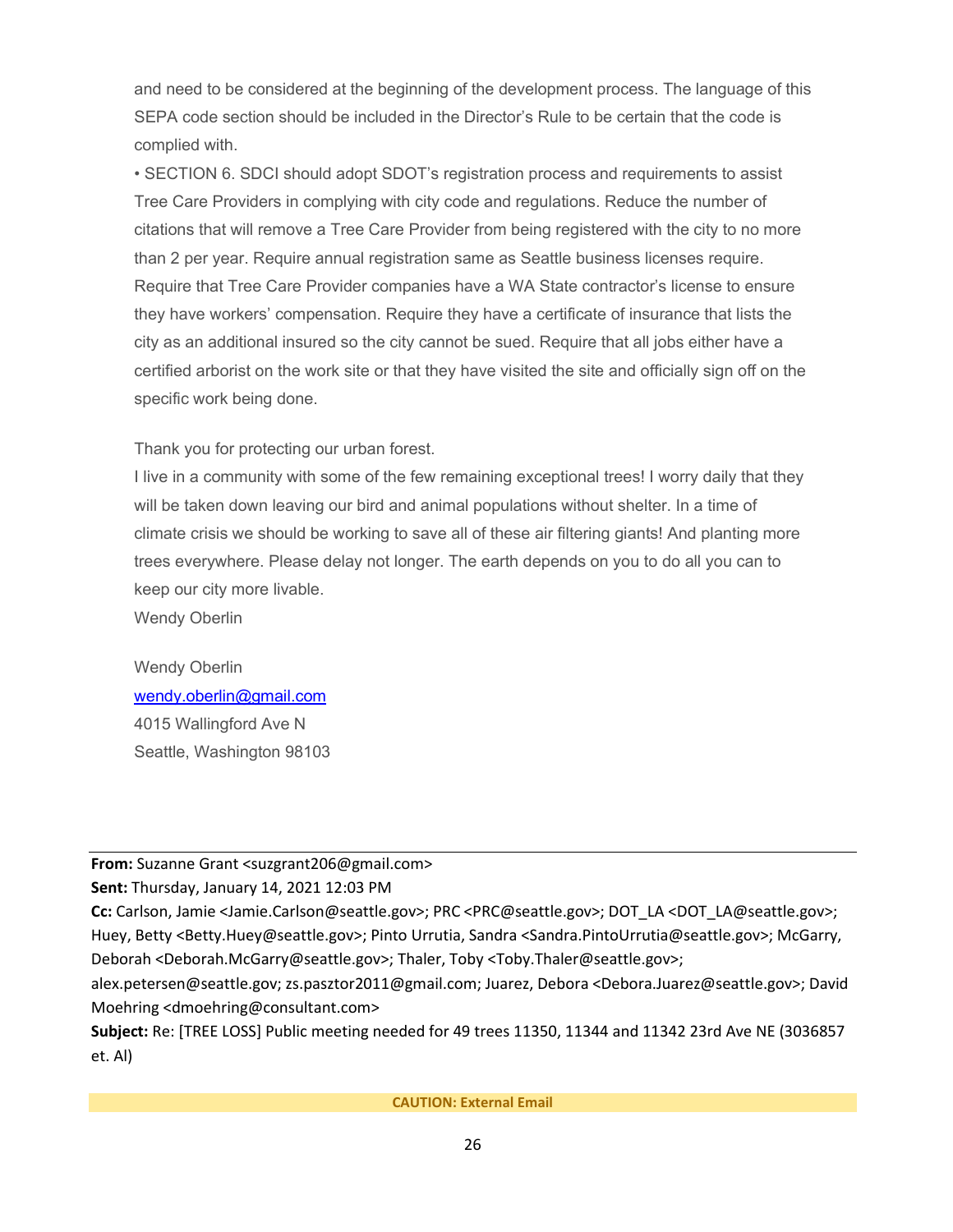and need to be considered at the beginning of the development process. The language of this SEPA code section should be included in the Director's Rule to be certain that the code is complied with.

• SECTION 6. SDCI should adopt SDOT's registration process and requirements to assist Tree Care Providers in complying with city code and regulations. Reduce the number of citations that will remove a Tree Care Provider from being registered with the city to no more than 2 per year. Require annual registration same as Seattle business licenses require. Require that Tree Care Provider companies have a WA State contractor's license to ensure they have workers' compensation. Require they have a certificate of insurance that lists the city as an additional insured so the city cannot be sued. Require that all jobs either have a certified arborist on the work site or that they have visited the site and officially sign off on the specific work being done.

Thank you for protecting our urban forest.

I live in a community with some of the few remaining exceptional trees! I worry daily that they will be taken down leaving our bird and animal populations without shelter. In a time of climate crisis we should be working to save all of these air filtering giants! And planting more trees everywhere. Please delay not longer. The earth depends on you to do all you can to keep our city more livable.

Wendy Oberlin

Wendy Oberlin
wendy.oberlin@gmail.com
4015 Wallingford Ave N
Seattle, Washington 98103

---

**From:** Suzanne Grant <suzgrant206@gmail.com>
**Sent:** Thursday, January 14, 2021 12:03 PM
**Cc:** Carlson, Jamie <Jamie.Carlson@seattle.gov>; PRC <PRC@seattle.gov>; DOT_LA <DOT_LA@seattle.gov>; Huey, Betty <Betty.Huey@seattle.gov>; Pinto Urrutia, Sandra <Sandra.PintoUrrutia@seattle.gov>; McGarry, Deborah <Deborah.McGarry@seattle.gov>; Thaler, Toby <Toby.Thaler@seattle.gov>; alex.petersen@seattle.gov; zs.pasztor2011@gmail.com; Juarez, Debora <Debora.Juarez@seattle.gov>; David Moehring <dmoehring@consultant.com>
**Subject:** Re: [TREE LOSS] Public meeting needed for 49 trees 11350, 11344 and 11342 23rd Ave NE (3036857 et. Al)

**CAUTION: External Email**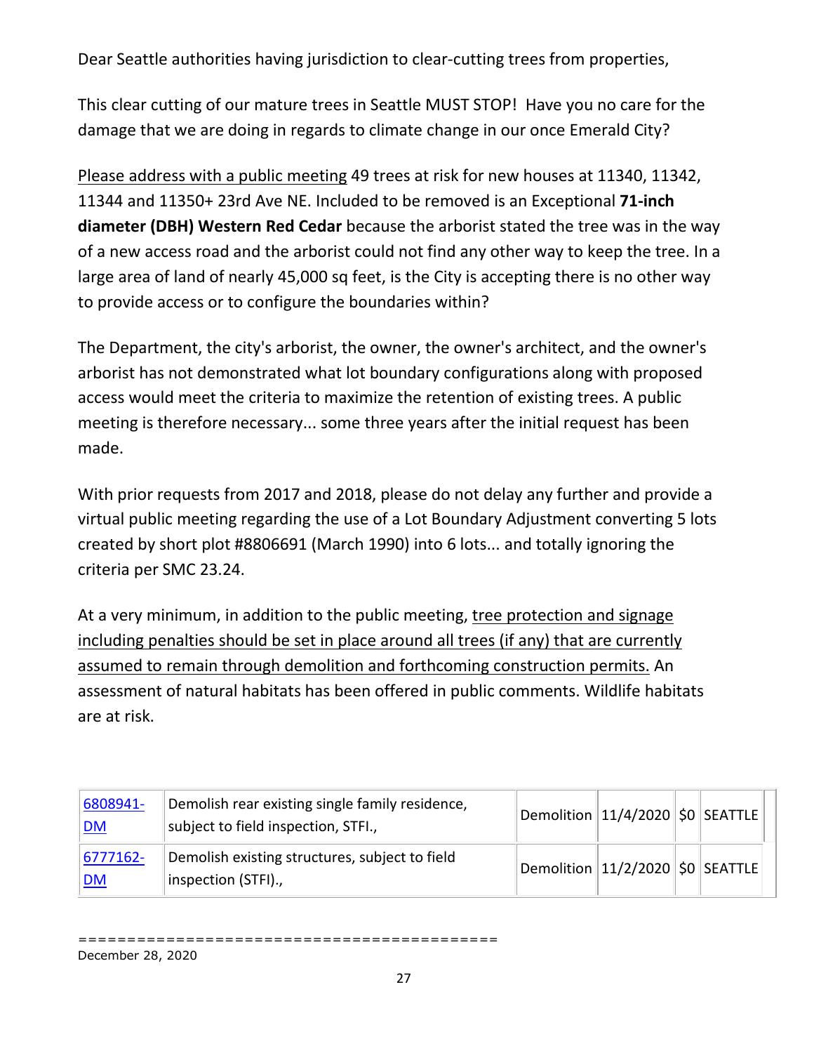Dear Seattle authorities having jurisdiction to clear-cutting trees from properties,

This clear cutting of our mature trees in Seattle MUST STOP! Have you no care for the damage that we are doing in regards to climate change in our once Emerald City?

Please address with a public meeting 49 trees at risk for new houses at 11340, 11342, 11344 and 11350+ 23rd Ave NE. Included to be removed is an Exceptional **71-inch diameter (DBH) Western Red Cedar** because the arborist stated the tree was in the way of a new access road and the arborist could not find any other way to keep the tree. In a large area of land of nearly 45,000 sq feet, is the City is accepting there is no other way to provide access or to configure the boundaries within?

The Department, the city's arborist, the owner, the owner's architect, and the owner's arborist has not demonstrated what lot boundary configurations along with proposed access would meet the criteria to maximize the retention of existing trees. A public meeting is therefore necessary... some three years after the initial request has been made.

With prior requests from 2017 and 2018, please do not delay any further and provide a virtual public meeting regarding the use of a Lot Boundary Adjustment converting 5 lots created by short plot #8806691 (March 1990) into 6 lots... and totally ignoring the criteria per SMC 23.24.

At a very minimum, in addition to the public meeting, tree protection and signage including penalties should be set in place around all trees (if any) that are currently assumed to remain through demolition and forthcoming construction permits. An assessment of natural habitats has been offered in public comments. Wildlife habitats are at risk.

| | | | | | |
|---|---|---|---|---|---|
| 6808941-DM | Demolish rear existing single family residence, subject to field inspection, STFI., | Demolition | 11/4/2020 | $0 | SEATTLE |
| 6777162-DM | Demolish existing structures, subject to field inspection (STFI)., | Demolition | 11/2/2020 | $0 | SEATTLE |

==========================================

December 28, 2020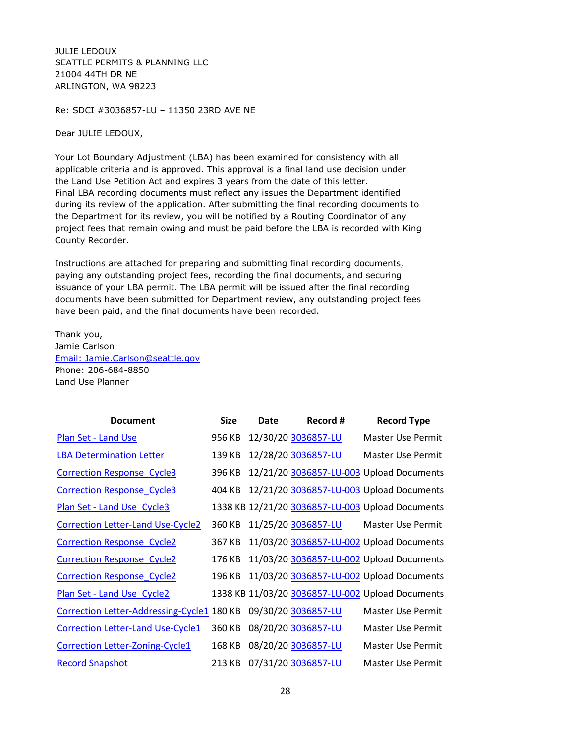JULIE LEDOUX
SEATTLE PERMITS & PLANNING LLC
21004 44TH DR NE
ARLINGTON, WA 98223

Re: SDCI #3036857-LU – 11350 23RD AVE NE

Dear JULIE LEDOUX,

Your Lot Boundary Adjustment (LBA) has been examined for consistency with all applicable criteria and is approved. This approval is a final land use decision under the Land Use Petition Act and expires 3 years from the date of this letter. Final LBA recording documents must reflect any issues the Department identified during its review of the application. After submitting the final recording documents to the Department for its review, you will be notified by a Routing Coordinator of any project fees that remain owing and must be paid before the LBA is recorded with King County Recorder.

Instructions are attached for preparing and submitting final recording documents, paying any outstanding project fees, recording the final documents, and securing issuance of your LBA permit. The LBA permit will be issued after the final recording documents have been submitted for Department review, any outstanding project fees have been paid, and the final documents have been recorded.

Thank you,
Jamie Carlson
Email: Jamie.Carlson@seattle.gov
Phone: 206-684-8850
Land Use Planner

| Document | Size | Date | Record # | Record Type |
|---|---|---|---|---|
| Plan Set - Land Use | 956 KB | 12/30/20 | 3036857-LU | Master Use Permit |
| LBA Determination Letter | 139 KB | 12/28/20 | 3036857-LU | Master Use Permit |
| Correction Response_Cycle3 | 396 KB | 12/21/20 | 3036857-LU-003 | Upload Documents |
| Correction Response_Cycle3 | 404 KB | 12/21/20 | 3036857-LU-003 | Upload Documents |
| Plan Set - Land Use_Cycle3 | 1338 KB | 12/21/20 | 3036857-LU-003 | Upload Documents |
| Correction Letter-Land Use-Cycle2 | 360 KB | 11/25/20 | 3036857-LU | Master Use Permit |
| Correction Response_Cycle2 | 367 KB | 11/03/20 | 3036857-LU-002 | Upload Documents |
| Correction Response_Cycle2 | 176 KB | 11/03/20 | 3036857-LU-002 | Upload Documents |
| Correction Response_Cycle2 | 196 KB | 11/03/20 | 3036857-LU-002 | Upload Documents |
| Plan Set - Land Use_Cycle2 | 1338 KB | 11/03/20 | 3036857-LU-002 | Upload Documents |
| Correction Letter-Addressing-Cycle1 | 180 KB | 09/30/20 | 3036857-LU | Master Use Permit |
| Correction Letter-Land Use-Cycle1 | 360 KB | 08/20/20 | 3036857-LU | Master Use Permit |
| Correction Letter-Zoning-Cycle1 | 168 KB | 08/20/20 | 3036857-LU | Master Use Permit |
| Record Snapshot | 213 KB | 07/31/20 | 3036857-LU | Master Use Permit |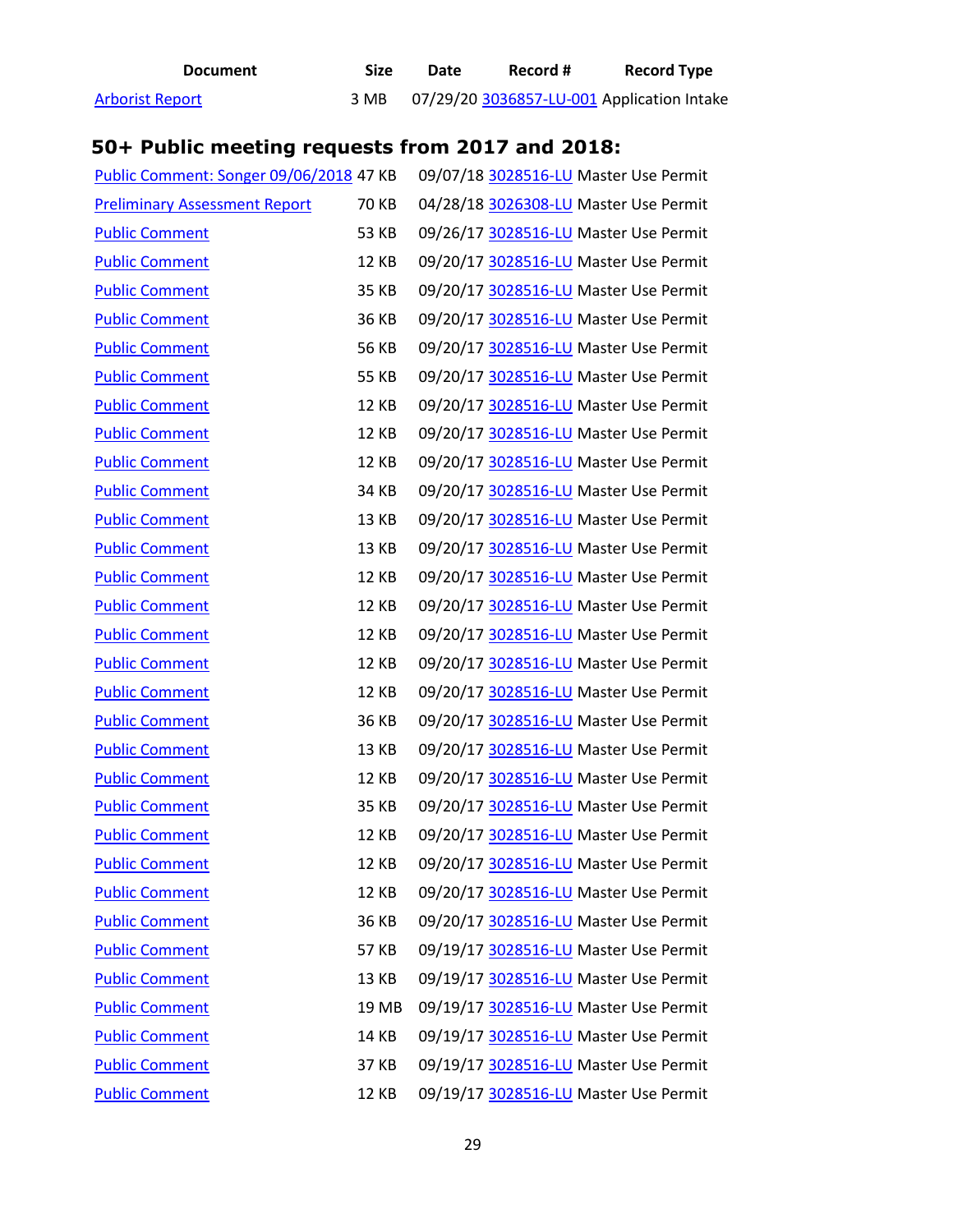| Document | Size | Date | Record # | Record Type |
|---|---|---|---|---|
| Arborist Report | 3 MB | 07/29/20 | 3036857-LU-001 | Application Intake |

### 50+ Public meeting requests from 2017 and 2018:

| Document | Size | Date | Record # | Record Type |
|---|---|---|---|---|
| Public Comment: Songer 09/06/2018 | 47 KB | 09/07/18 | 3028516-LU | Master Use Permit |
| Preliminary Assessment Report | 70 KB | 04/28/18 | 3026308-LU | Master Use Permit |
| Public Comment | 53 KB | 09/26/17 | 3028516-LU | Master Use Permit |
| Public Comment | 12 KB | 09/20/17 | 3028516-LU | Master Use Permit |
| Public Comment | 35 KB | 09/20/17 | 3028516-LU | Master Use Permit |
| Public Comment | 36 KB | 09/20/17 | 3028516-LU | Master Use Permit |
| Public Comment | 56 KB | 09/20/17 | 3028516-LU | Master Use Permit |
| Public Comment | 55 KB | 09/20/17 | 3028516-LU | Master Use Permit |
| Public Comment | 12 KB | 09/20/17 | 3028516-LU | Master Use Permit |
| Public Comment | 12 KB | 09/20/17 | 3028516-LU | Master Use Permit |
| Public Comment | 12 KB | 09/20/17 | 3028516-LU | Master Use Permit |
| Public Comment | 34 KB | 09/20/17 | 3028516-LU | Master Use Permit |
| Public Comment | 13 KB | 09/20/17 | 3028516-LU | Master Use Permit |
| Public Comment | 13 KB | 09/20/17 | 3028516-LU | Master Use Permit |
| Public Comment | 12 KB | 09/20/17 | 3028516-LU | Master Use Permit |
| Public Comment | 12 KB | 09/20/17 | 3028516-LU | Master Use Permit |
| Public Comment | 12 KB | 09/20/17 | 3028516-LU | Master Use Permit |
| Public Comment | 12 KB | 09/20/17 | 3028516-LU | Master Use Permit |
| Public Comment | 12 KB | 09/20/17 | 3028516-LU | Master Use Permit |
| Public Comment | 36 KB | 09/20/17 | 3028516-LU | Master Use Permit |
| Public Comment | 13 KB | 09/20/17 | 3028516-LU | Master Use Permit |
| Public Comment | 12 KB | 09/20/17 | 3028516-LU | Master Use Permit |
| Public Comment | 35 KB | 09/20/17 | 3028516-LU | Master Use Permit |
| Public Comment | 12 KB | 09/20/17 | 3028516-LU | Master Use Permit |
| Public Comment | 12 KB | 09/20/17 | 3028516-LU | Master Use Permit |
| Public Comment | 12 KB | 09/20/17 | 3028516-LU | Master Use Permit |
| Public Comment | 36 KB | 09/20/17 | 3028516-LU | Master Use Permit |
| Public Comment | 57 KB | 09/19/17 | 3028516-LU | Master Use Permit |
| Public Comment | 13 KB | 09/19/17 | 3028516-LU | Master Use Permit |
| Public Comment | 19 MB | 09/19/17 | 3028516-LU | Master Use Permit |
| Public Comment | 14 KB | 09/19/17 | 3028516-LU | Master Use Permit |
| Public Comment | 37 KB | 09/19/17 | 3028516-LU | Master Use Permit |
| Public Comment | 12 KB | 09/19/17 | 3028516-LU | Master Use Permit |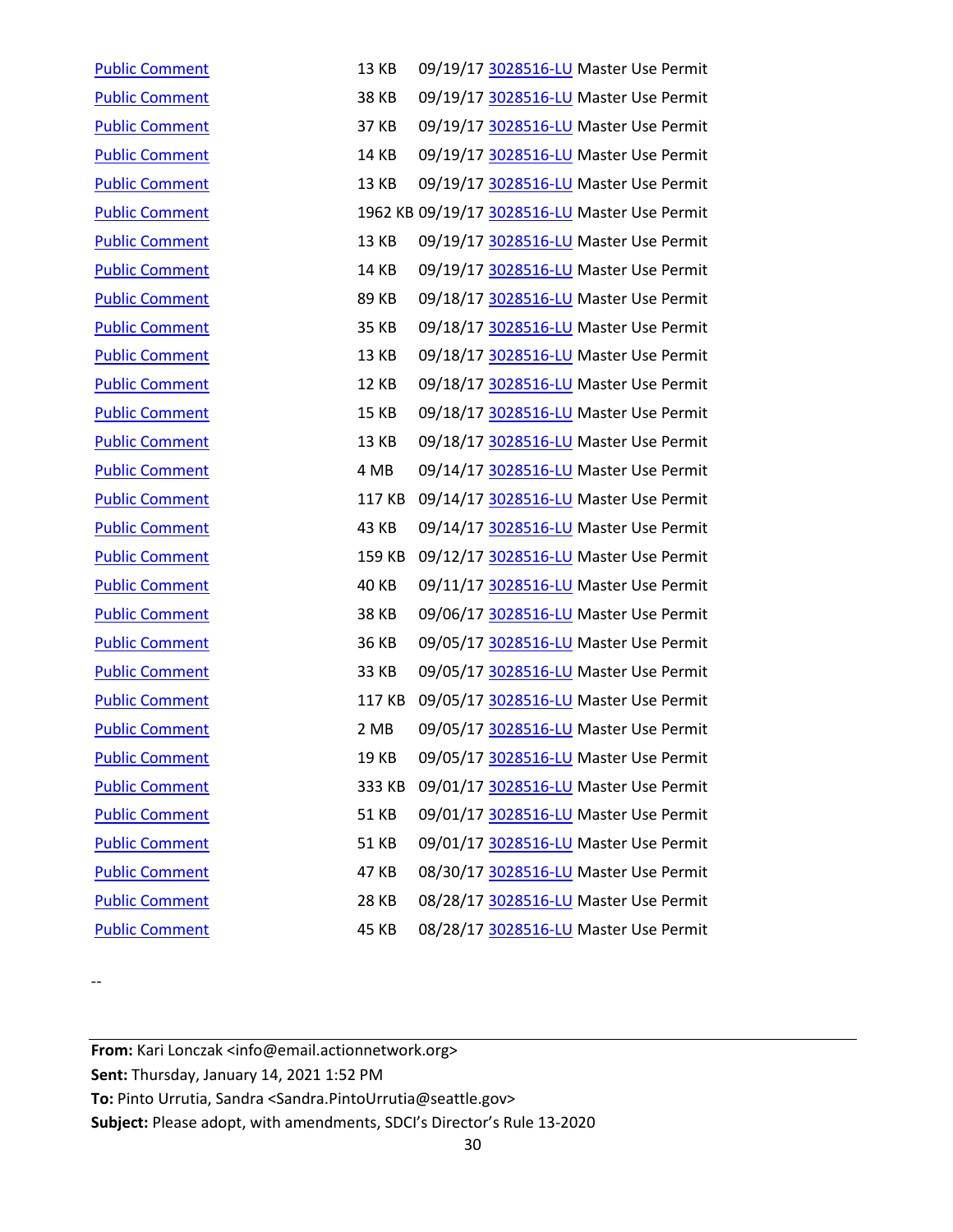| | | | | |
|---|---|---|---|---|
| Public Comment | 13 KB | 09/19/17 | 3028516-LU | Master Use Permit |
| Public Comment | 38 KB | 09/19/17 | 3028516-LU | Master Use Permit |
| Public Comment | 37 KB | 09/19/17 | 3028516-LU | Master Use Permit |
| Public Comment | 14 KB | 09/19/17 | 3028516-LU | Master Use Permit |
| Public Comment | 13 KB | 09/19/17 | 3028516-LU | Master Use Permit |
| Public Comment | 1962 KB | 09/19/17 | 3028516-LU | Master Use Permit |
| Public Comment | 13 KB | 09/19/17 | 3028516-LU | Master Use Permit |
| Public Comment | 14 KB | 09/19/17 | 3028516-LU | Master Use Permit |
| Public Comment | 89 KB | 09/18/17 | 3028516-LU | Master Use Permit |
| Public Comment | 35 KB | 09/18/17 | 3028516-LU | Master Use Permit |
| Public Comment | 13 KB | 09/18/17 | 3028516-LU | Master Use Permit |
| Public Comment | 12 KB | 09/18/17 | 3028516-LU | Master Use Permit |
| Public Comment | 15 KB | 09/18/17 | 3028516-LU | Master Use Permit |
| Public Comment | 13 KB | 09/18/17 | 3028516-LU | Master Use Permit |
| Public Comment | 4 MB | 09/14/17 | 3028516-LU | Master Use Permit |
| Public Comment | 117 KB | 09/14/17 | 3028516-LU | Master Use Permit |
| Public Comment | 43 KB | 09/14/17 | 3028516-LU | Master Use Permit |
| Public Comment | 159 KB | 09/12/17 | 3028516-LU | Master Use Permit |
| Public Comment | 40 KB | 09/11/17 | 3028516-LU | Master Use Permit |
| Public Comment | 38 KB | 09/06/17 | 3028516-LU | Master Use Permit |
| Public Comment | 36 KB | 09/05/17 | 3028516-LU | Master Use Permit |
| Public Comment | 33 KB | 09/05/17 | 3028516-LU | Master Use Permit |
| Public Comment | 117 KB | 09/05/17 | 3028516-LU | Master Use Permit |
| Public Comment | 2 MB | 09/05/17 | 3028516-LU | Master Use Permit |
| Public Comment | 19 KB | 09/05/17 | 3028516-LU | Master Use Permit |
| Public Comment | 333 KB | 09/01/17 | 3028516-LU | Master Use Permit |
| Public Comment | 51 KB | 09/01/17 | 3028516-LU | Master Use Permit |
| Public Comment | 51 KB | 09/01/17 | 3028516-LU | Master Use Permit |
| Public Comment | 47 KB | 08/30/17 | 3028516-LU | Master Use Permit |
| Public Comment | 28 KB | 08/28/17 | 3028516-LU | Master Use Permit |
| Public Comment | 45 KB | 08/28/17 | 3028516-LU | Master Use Permit |

--

---

**From:** Kari Lonczak <info@email.actionnetwork.org>
**Sent:** Thursday, January 14, 2021 1:52 PM
**To:** Pinto Urrutia, Sandra <Sandra.PintoUrrutia@seattle.gov>
**Subject:** Please adopt, with amendments, SDCI's Director's Rule 13-2020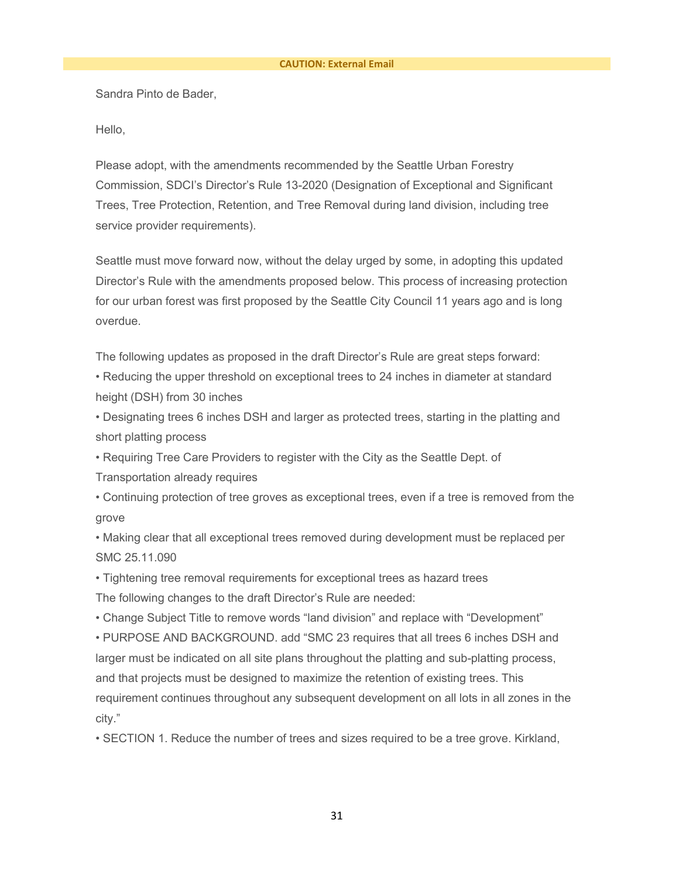**CAUTION: External Email**

Sandra Pinto de Bader,

Hello,

Please adopt, with the amendments recommended by the Seattle Urban Forestry Commission, SDCI's Director's Rule 13-2020 (Designation of Exceptional and Significant Trees, Tree Protection, Retention, and Tree Removal during land division, including tree service provider requirements).

Seattle must move forward now, without the delay urged by some, in adopting this updated Director's Rule with the amendments proposed below. This process of increasing protection for our urban forest was first proposed by the Seattle City Council 11 years ago and is long overdue.

The following updates as proposed in the draft Director's Rule are great steps forward:

- Reducing the upper threshold on exceptional trees to 24 inches in diameter at standard height (DSH) from 30 inches
- Designating trees 6 inches DSH and larger as protected trees, starting in the platting and short platting process
- Requiring Tree Care Providers to register with the City as the Seattle Dept. of Transportation already requires
- Continuing protection of tree groves as exceptional trees, even if a tree is removed from the grove
- Making clear that all exceptional trees removed during development must be replaced per SMC 25.11.090
- Tightening tree removal requirements for exceptional trees as hazard trees

The following changes to the draft Director's Rule are needed:

- Change Subject Title to remove words "land division" and replace with "Development"
- PURPOSE AND BACKGROUND. add "SMC 23 requires that all trees 6 inches DSH and larger must be indicated on all site plans throughout the platting and sub-platting process, and that projects must be designed to maximize the retention of existing trees. This requirement continues throughout any subsequent development on all lots in all zones in the city."
- SECTION 1. Reduce the number of trees and sizes required to be a tree grove. Kirkland,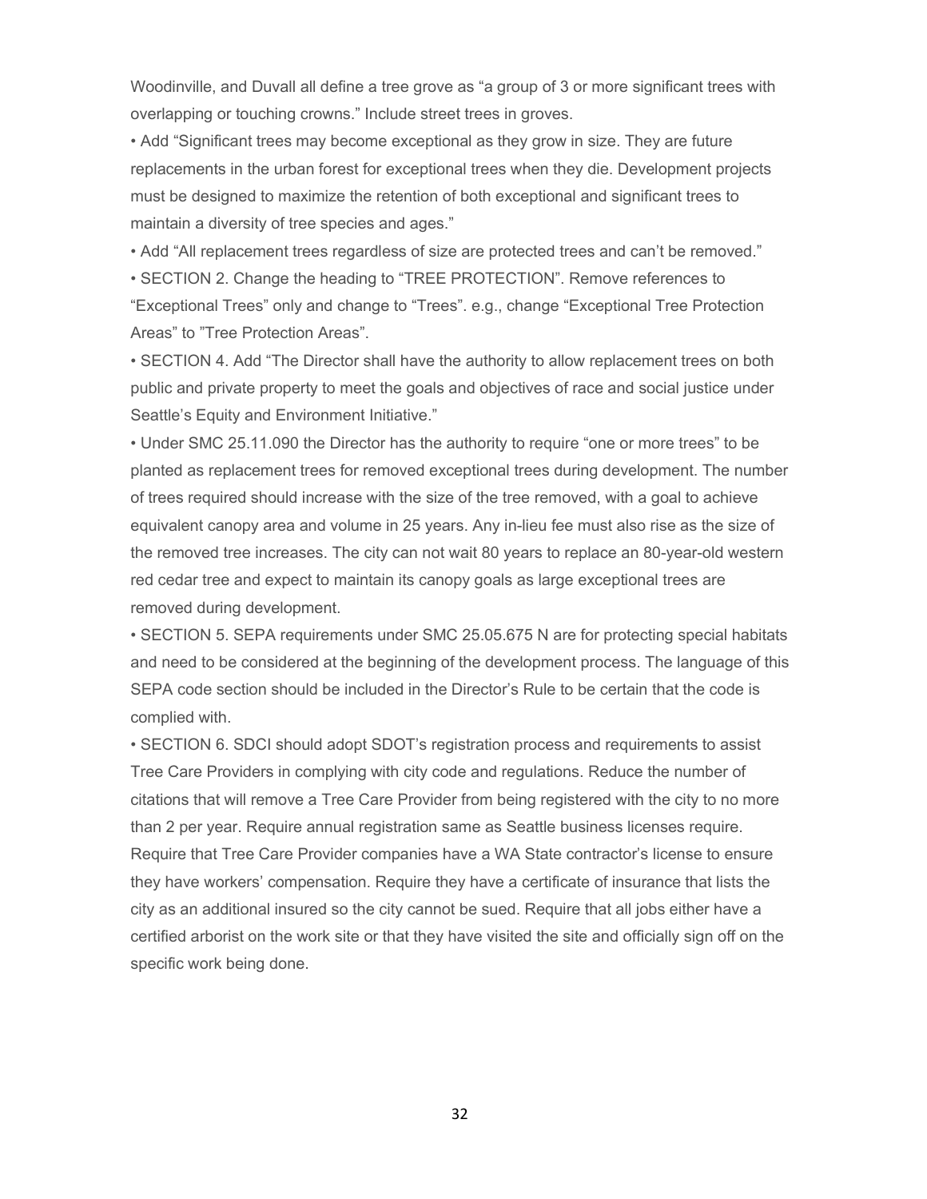Woodinville, and Duvall all define a tree grove as "a group of 3 or more significant trees with overlapping or touching crowns." Include street trees in groves.

- Add "Significant trees may become exceptional as they grow in size. They are future replacements in the urban forest for exceptional trees when they die. Development projects must be designed to maximize the retention of both exceptional and significant trees to maintain a diversity of tree species and ages."
- Add "All replacement trees regardless of size are protected trees and can't be removed."
- SECTION 2. Change the heading to "TREE PROTECTION". Remove references to "Exceptional Trees" only and change to "Trees". e.g., change "Exceptional Tree Protection Areas" to "Tree Protection Areas".
- SECTION 4. Add "The Director shall have the authority to allow replacement trees on both public and private property to meet the goals and objectives of race and social justice under Seattle's Equity and Environment Initiative."
- Under SMC 25.11.090 the Director has the authority to require "one or more trees" to be planted as replacement trees for removed exceptional trees during development. The number of trees required should increase with the size of the tree removed, with a goal to achieve equivalent canopy area and volume in 25 years. Any in-lieu fee must also rise as the size of the removed tree increases. The city can not wait 80 years to replace an 80-year-old western red cedar tree and expect to maintain its canopy goals as large exceptional trees are removed during development.
- SECTION 5. SEPA requirements under SMC 25.05.675 N are for protecting special habitats and need to be considered at the beginning of the development process. The language of this SEPA code section should be included in the Director's Rule to be certain that the code is complied with.
- SECTION 6. SDCI should adopt SDOT's registration process and requirements to assist Tree Care Providers in complying with city code and regulations. Reduce the number of citations that will remove a Tree Care Provider from being registered with the city to no more than 2 per year. Require annual registration same as Seattle business licenses require. Require that Tree Care Provider companies have a WA State contractor's license to ensure they have workers' compensation. Require they have a certificate of insurance that lists the city as an additional insured so the city cannot be sued. Require that all jobs either have a certified arborist on the work site or that they have visited the site and officially sign off on the specific work being done.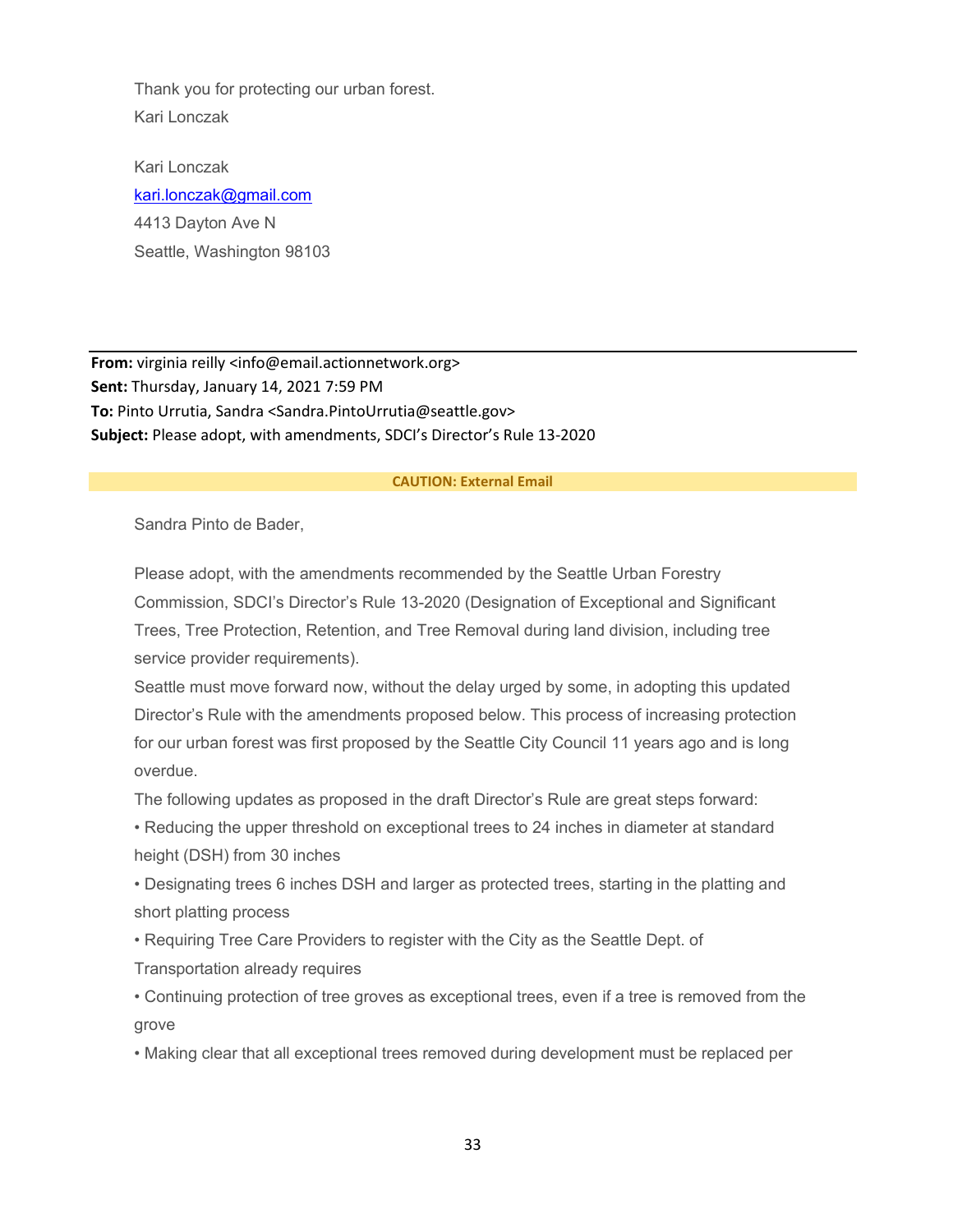Thank you for protecting our urban forest.
Kari Lonczak

Kari Lonczak
kari.lonczak@gmail.com
4413 Dayton Ave N
Seattle, Washington 98103

---

**From:** virginia reilly <info@email.actionnetwork.org>
**Sent:** Thursday, January 14, 2021 7:59 PM
**To:** Pinto Urrutia, Sandra <Sandra.PintoUrrutia@seattle.gov>
**Subject:** Please adopt, with amendments, SDCI's Director's Rule 13-2020

**CAUTION: External Email**

Sandra Pinto de Bader,

Please adopt, with the amendments recommended by the Seattle Urban Forestry Commission, SDCI's Director's Rule 13-2020 (Designation of Exceptional and Significant Trees, Tree Protection, Retention, and Tree Removal during land division, including tree service provider requirements).

Seattle must move forward now, without the delay urged by some, in adopting this updated Director's Rule with the amendments proposed below. This process of increasing protection for our urban forest was first proposed by the Seattle City Council 11 years ago and is long overdue.

The following updates as proposed in the draft Director's Rule are great steps forward:

• Reducing the upper threshold on exceptional trees to 24 inches in diameter at standard height (DSH) from 30 inches

• Designating trees 6 inches DSH and larger as protected trees, starting in the platting and short platting process

• Requiring Tree Care Providers to register with the City as the Seattle Dept. of Transportation already requires

• Continuing protection of tree groves as exceptional trees, even if a tree is removed from the grove

• Making clear that all exceptional trees removed during development must be replaced per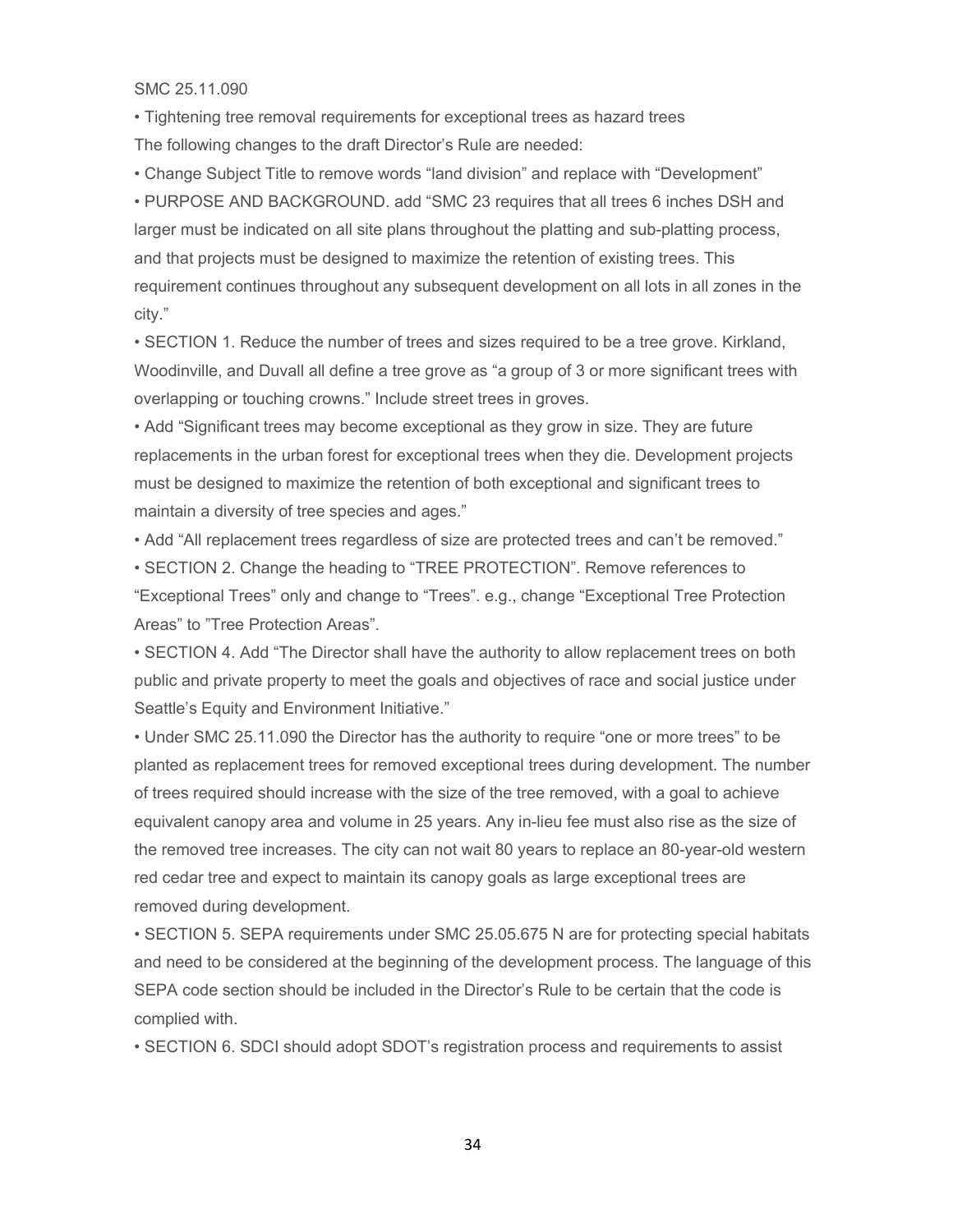SMC 25.11.090

- Tightening tree removal requirements for exceptional trees as hazard trees

The following changes to the draft Director's Rule are needed:

- Change Subject Title to remove words "land division" and replace with "Development"
- PURPOSE AND BACKGROUND. add "SMC 23 requires that all trees 6 inches DSH and larger must be indicated on all site plans throughout the platting and sub-platting process, and that projects must be designed to maximize the retention of existing trees. This requirement continues throughout any subsequent development on all lots in all zones in the city."
- SECTION 1. Reduce the number of trees and sizes required to be a tree grove. Kirkland, Woodinville, and Duvall all define a tree grove as "a group of 3 or more significant trees with overlapping or touching crowns." Include street trees in groves.
- Add "Significant trees may become exceptional as they grow in size. They are future replacements in the urban forest for exceptional trees when they die. Development projects must be designed to maximize the retention of both exceptional and significant trees to maintain a diversity of tree species and ages."
- Add "All replacement trees regardless of size are protected trees and can't be removed."
- SECTION 2. Change the heading to "TREE PROTECTION". Remove references to "Exceptional Trees" only and change to "Trees". e.g., change "Exceptional Tree Protection Areas" to "Tree Protection Areas".
- SECTION 4. Add "The Director shall have the authority to allow replacement trees on both public and private property to meet the goals and objectives of race and social justice under Seattle's Equity and Environment Initiative."
- Under SMC 25.11.090 the Director has the authority to require "one or more trees" to be planted as replacement trees for removed exceptional trees during development. The number of trees required should increase with the size of the tree removed, with a goal to achieve equivalent canopy area and volume in 25 years. Any in-lieu fee must also rise as the size of the removed tree increases. The city can not wait 80 years to replace an 80-year-old western red cedar tree and expect to maintain its canopy goals as large exceptional trees are removed during development.
- SECTION 5. SEPA requirements under SMC 25.05.675 N are for protecting special habitats and need to be considered at the beginning of the development process. The language of this SEPA code section should be included in the Director's Rule to be certain that the code is complied with.
- SECTION 6. SDCI should adopt SDOT's registration process and requirements to assist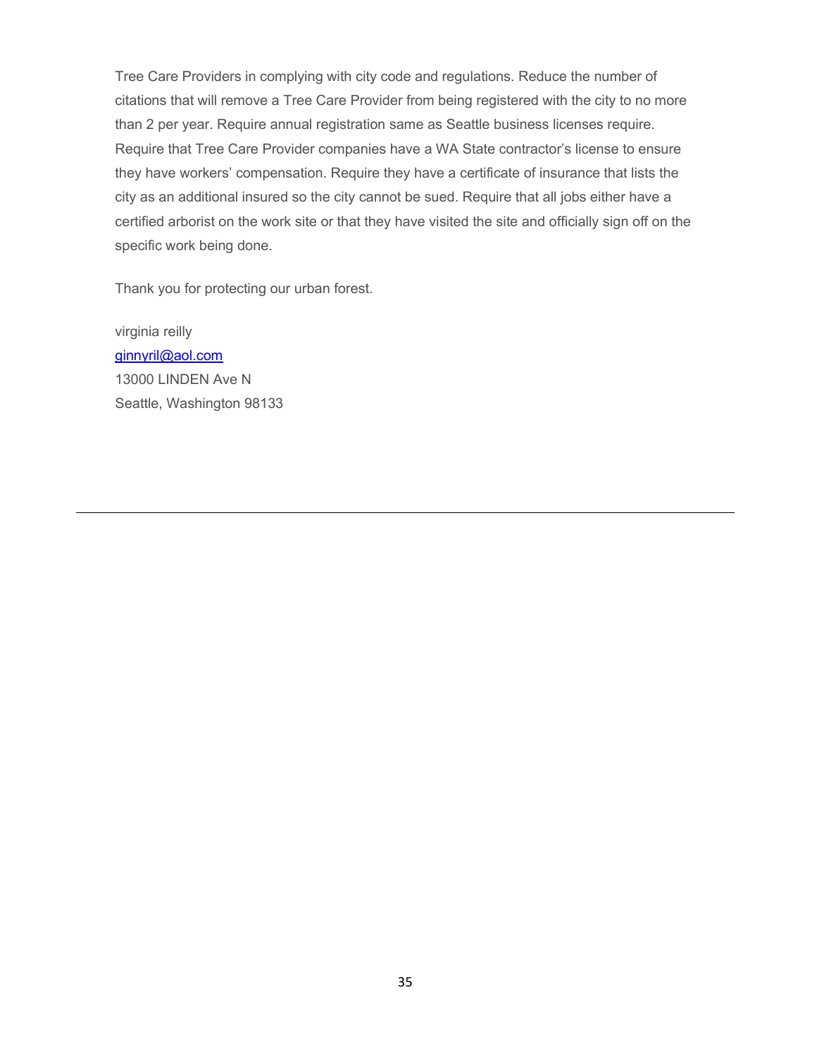Tree Care Providers in complying with city code and regulations. Reduce the number of citations that will remove a Tree Care Provider from being registered with the city to no more than 2 per year. Require annual registration same as Seattle business licenses require. Require that Tree Care Provider companies have a WA State contractor's license to ensure they have workers' compensation. Require they have a certificate of insurance that lists the city as an additional insured so the city cannot be sued. Require that all jobs either have a certified arborist on the work site or that they have visited the site and officially sign off on the specific work being done.

Thank you for protecting our urban forest.

virginia reilly
ginnyril@aol.com
13000 LINDEN Ave N
Seattle, Washington 98133

---